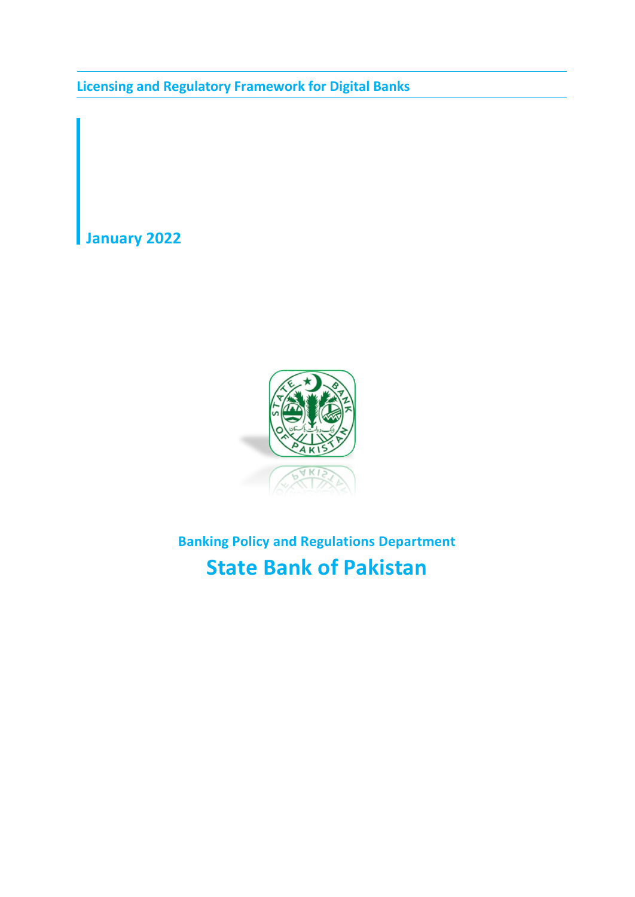# Licensing and Regulatory Framework for Digital Banks

January 2022

Banking Policy and Regulations Department

**State Bank of Pakistan**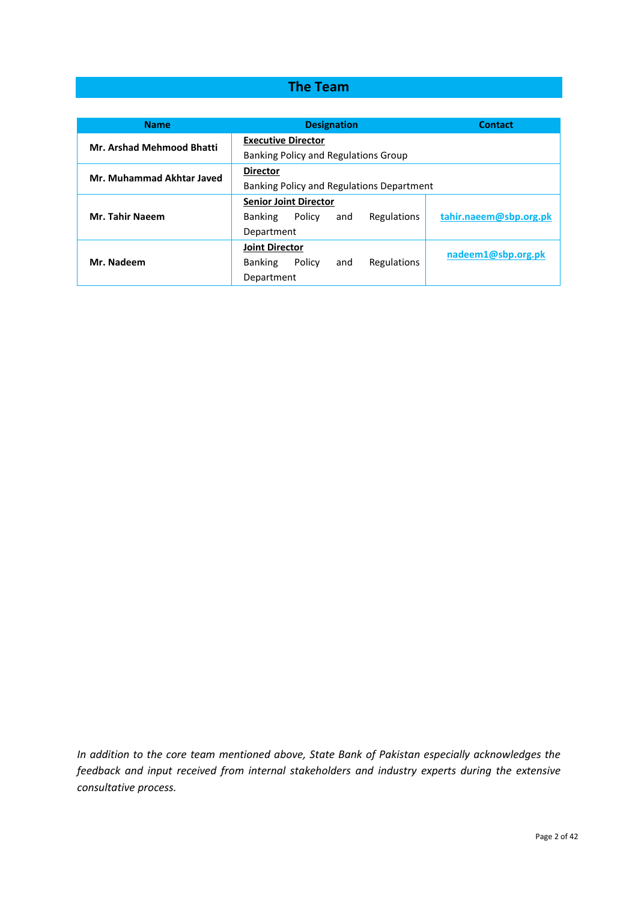# The Team

| Name | Designation | Contact |
|---|---|---|
| **Mr. Arshad Mehmood Bhatti** | **Executive Director**<br>Banking Policy and Regulations Group | |
| **Mr. Muhammad Akhtar Javed** | **Director**<br>Banking Policy and Regulations Department | |
| **Mr. Tahir Naeem** | **Senior Joint Director**<br>Banking Policy and Regulations Department | **tahir.naeem@sbp.org.pk** |
| **Mr. Nadeem** | **Joint Director**<br>Banking Policy and Regulations Department | **nadeem1@sbp.org.pk** |

*In addition to the core team mentioned above, State Bank of Pakistan especially acknowledges the feedback and input received from internal stakeholders and industry experts during the extensive consultative process.*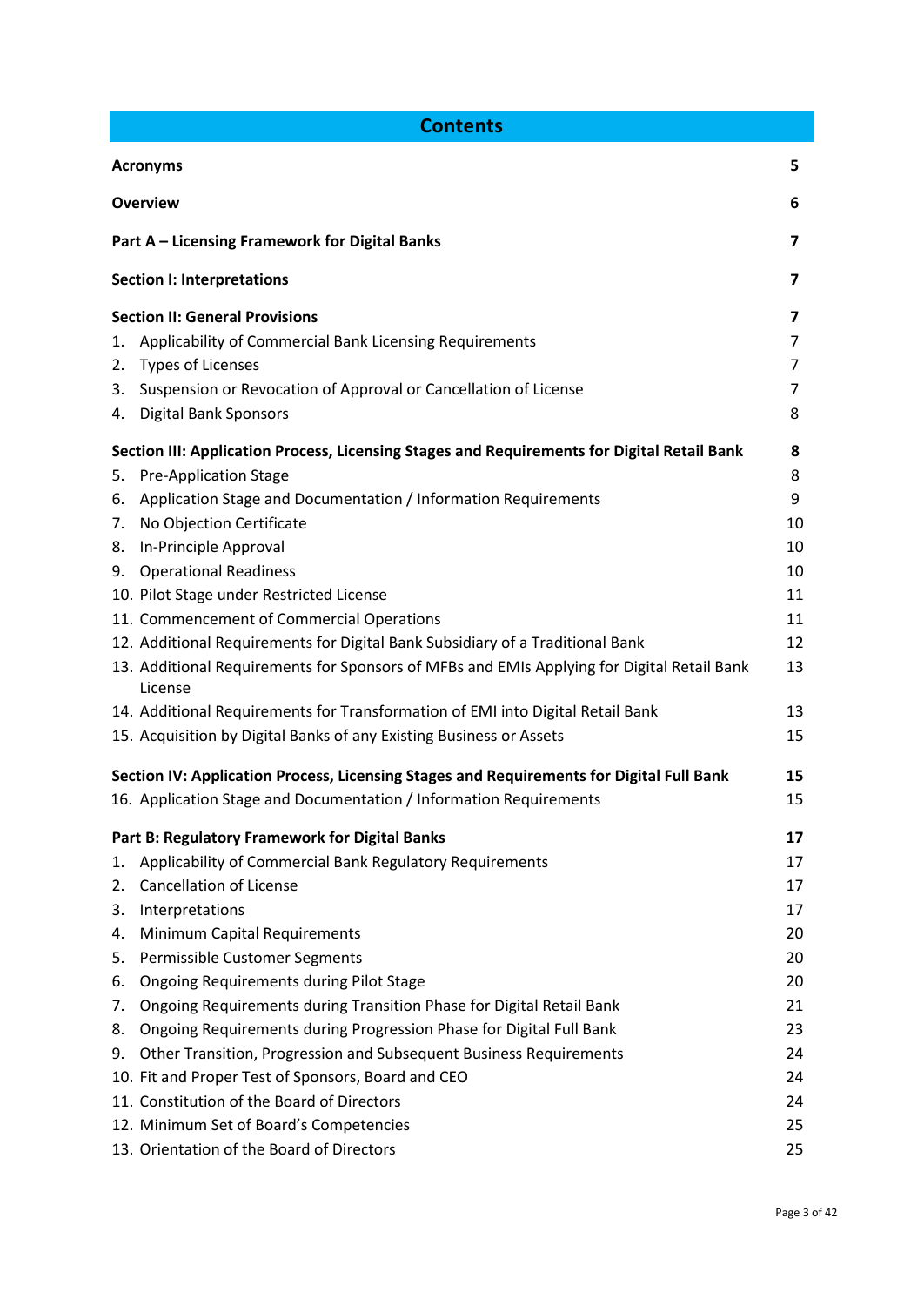# Contents

| | |
|---|---|
| **Acronyms** | **5** |
| **Overview** | **6** |
| **Part A – Licensing Framework for Digital Banks** | **7** |
| **Section I: Interpretations** | **7** |
| **Section II: General Provisions** | **7** |
| 1. Applicability of Commercial Bank Licensing Requirements | 7 |
| 2. Types of Licenses | 7 |
| 3. Suspension or Revocation of Approval or Cancellation of License | 7 |
| 4. Digital Bank Sponsors | 8 |
| **Section III: Application Process, Licensing Stages and Requirements for Digital Retail Bank** | **8** |
| 5. Pre-Application Stage | 8 |
| 6. Application Stage and Documentation / Information Requirements | 9 |
| 7. No Objection Certificate | 10 |
| 8. In-Principle Approval | 10 |
| 9. Operational Readiness | 10 |
| 10. Pilot Stage under Restricted License | 11 |
| 11. Commencement of Commercial Operations | 11 |
| 12. Additional Requirements for Digital Bank Subsidiary of a Traditional Bank | 12 |
| 13. Additional Requirements for Sponsors of MFBs and EMIs Applying for Digital Retail Bank License | 13 |
| 14. Additional Requirements for Transformation of EMI into Digital Retail Bank | 13 |
| 15. Acquisition by Digital Banks of any Existing Business or Assets | 15 |
| **Section IV: Application Process, Licensing Stages and Requirements for Digital Full Bank** | **15** |
| 16. Application Stage and Documentation / Information Requirements | 15 |
| **Part B: Regulatory Framework for Digital Banks** | **17** |
| 1. Applicability of Commercial Bank Regulatory Requirements | 17 |
| 2. Cancellation of License | 17 |
| 3. Interpretations | 17 |
| 4. Minimum Capital Requirements | 20 |
| 5. Permissible Customer Segments | 20 |
| 6. Ongoing Requirements during Pilot Stage | 20 |
| 7. Ongoing Requirements during Transition Phase for Digital Retail Bank | 21 |
| 8. Ongoing Requirements during Progression Phase for Digital Full Bank | 23 |
| 9. Other Transition, Progression and Subsequent Business Requirements | 24 |
| 10. Fit and Proper Test of Sponsors, Board and CEO | 24 |
| 11. Constitution of the Board of Directors | 24 |
| 12. Minimum Set of Board's Competencies | 25 |
| 13. Orientation of the Board of Directors | 25 |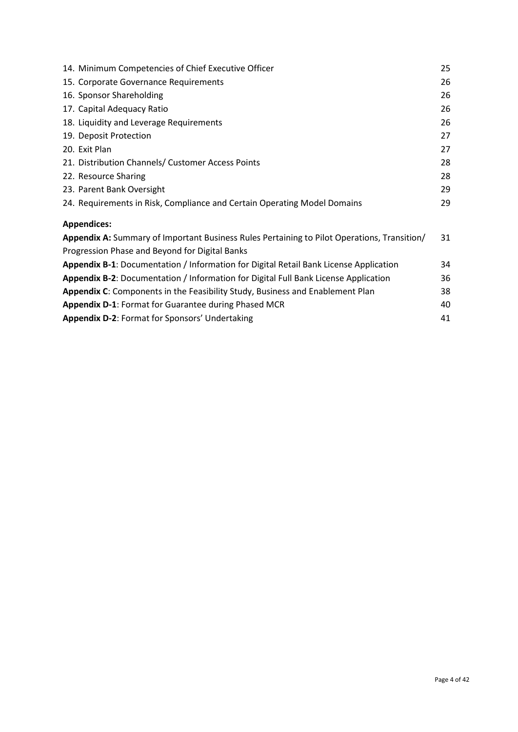14. Minimum Competencies of Chief Executive Officer 25
15. Corporate Governance Requirements 26
16. Sponsor Shareholding 26
17. Capital Adequacy Ratio 26
18. Liquidity and Leverage Requirements 26
19. Deposit Protection 27
20. Exit Plan 27
21. Distribution Channels/ Customer Access Points 28
22. Resource Sharing 28
23. Parent Bank Oversight 29
24. Requirements in Risk, Compliance and Certain Operating Model Domains 29

**Appendices:**

**Appendix A:** Summary of Important Business Rules Pertaining to Pilot Operations, Transition/ Progression Phase and Beyond for Digital Banks 31

**Appendix B-1**: Documentation / Information for Digital Retail Bank License Application 34

**Appendix B-2**: Documentation / Information for Digital Full Bank License Application 36

**Appendix C**: Components in the Feasibility Study, Business and Enablement Plan 38

**Appendix D-1**: Format for Guarantee during Phased MCR 40

**Appendix D-2**: Format for Sponsors' Undertaking 41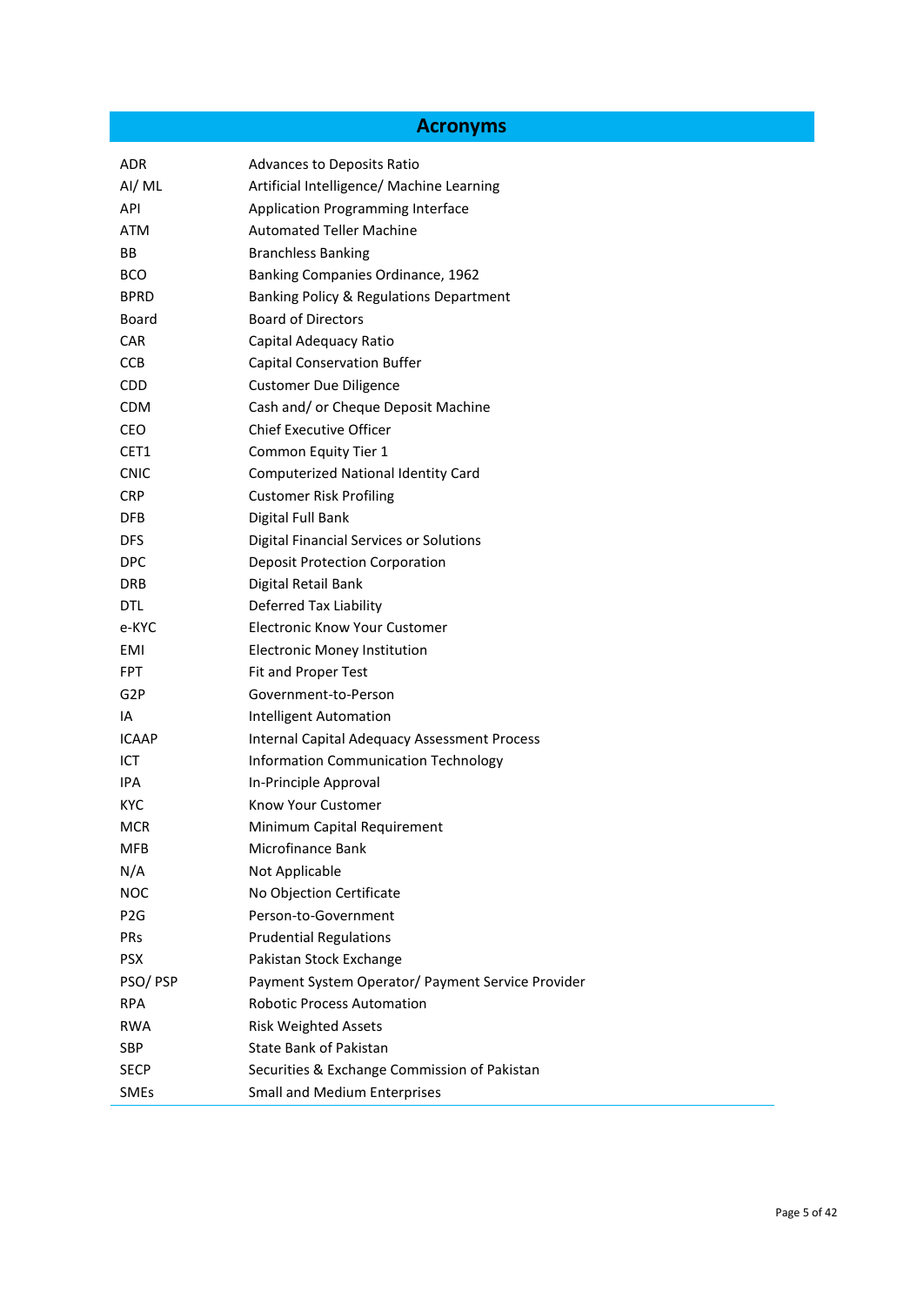# Acronyms

| | |
|---|---|
| ADR | Advances to Deposits Ratio |
| AI/ ML | Artificial Intelligence/ Machine Learning |
| API | Application Programming Interface |
| ATM | Automated Teller Machine |
| BB | Branchless Banking |
| BCO | Banking Companies Ordinance, 1962 |
| BPRD | Banking Policy & Regulations Department |
| Board | Board of Directors |
| CAR | Capital Adequacy Ratio |
| CCB | Capital Conservation Buffer |
| CDD | Customer Due Diligence |
| CDM | Cash and/ or Cheque Deposit Machine |
| CEO | Chief Executive Officer |
| CET1 | Common Equity Tier 1 |
| CNIC | Computerized National Identity Card |
| CRP | Customer Risk Profiling |
| DFB | Digital Full Bank |
| DFS | Digital Financial Services or Solutions |
| DPC | Deposit Protection Corporation |
| DRB | Digital Retail Bank |
| DTL | Deferred Tax Liability |
| e-KYC | Electronic Know Your Customer |
| EMI | Electronic Money Institution |
| FPT | Fit and Proper Test |
| G2P | Government-to-Person |
| IA | Intelligent Automation |
| ICAAP | Internal Capital Adequacy Assessment Process |
| ICT | Information Communication Technology |
| IPA | In-Principle Approval |
| KYC | Know Your Customer |
| MCR | Minimum Capital Requirement |
| MFB | Microfinance Bank |
| N/A | Not Applicable |
| NOC | No Objection Certificate |
| P2G | Person-to-Government |
| PRs | Prudential Regulations |
| PSX | Pakistan Stock Exchange |
| PSO/ PSP | Payment System Operator/ Payment Service Provider |
| RPA | Robotic Process Automation |
| RWA | Risk Weighted Assets |
| SBP | State Bank of Pakistan |
| SECP | Securities & Exchange Commission of Pakistan |
| SMEs | Small and Medium Enterprises |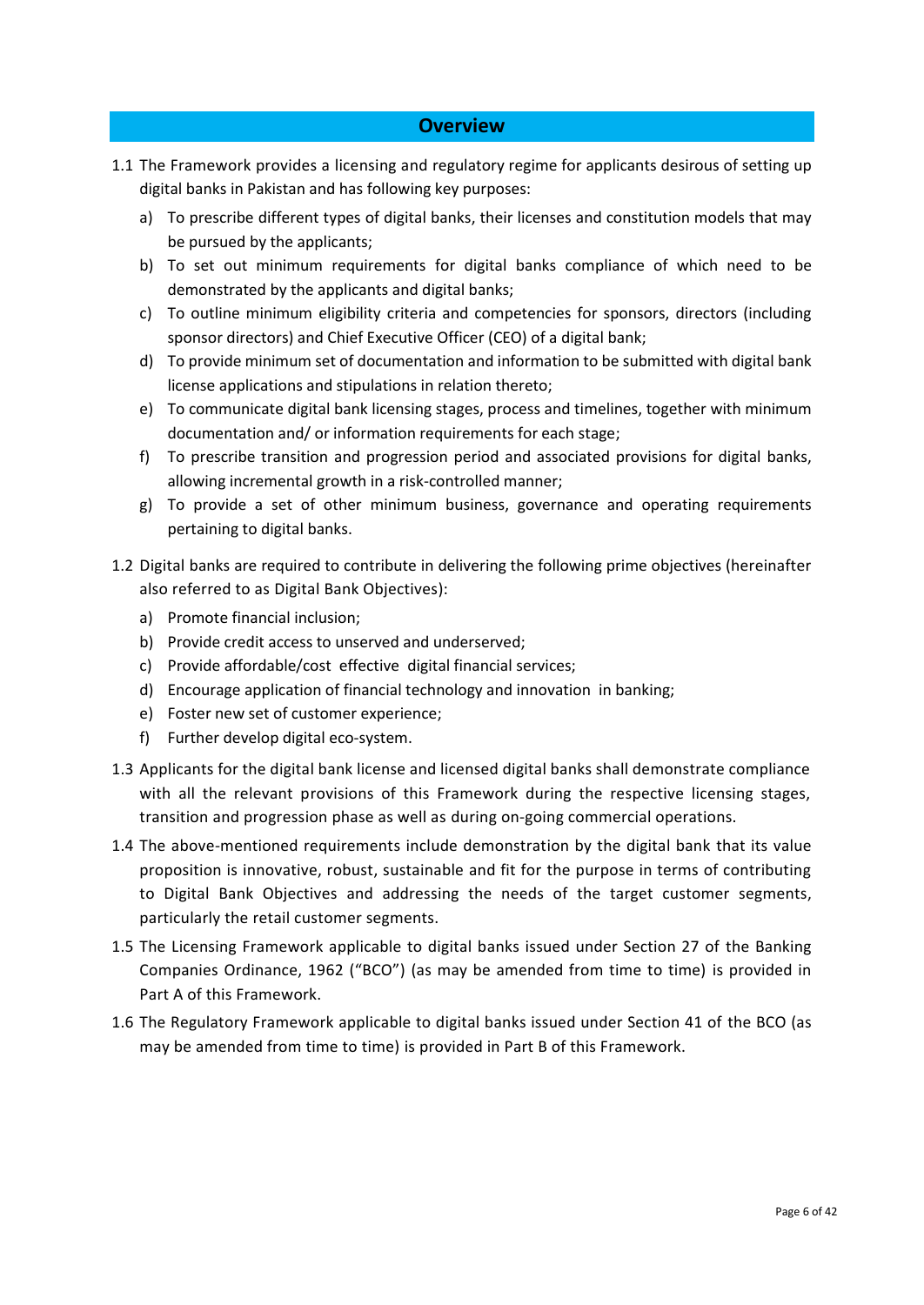# Overview

1.1 The Framework provides a licensing and regulatory regime for applicants desirous of setting up digital banks in Pakistan and has following key purposes:

   a) To prescribe different types of digital banks, their licenses and constitution models that may be pursued by the applicants;
   b) To set out minimum requirements for digital banks compliance of which need to be demonstrated by the applicants and digital banks;
   c) To outline minimum eligibility criteria and competencies for sponsors, directors (including sponsor directors) and Chief Executive Officer (CEO) of a digital bank;
   d) To provide minimum set of documentation and information to be submitted with digital bank license applications and stipulations in relation thereto;
   e) To communicate digital bank licensing stages, process and timelines, together with minimum documentation and/ or information requirements for each stage;
   f) To prescribe transition and progression period and associated provisions for digital banks, allowing incremental growth in a risk-controlled manner;
   g) To provide a set of other minimum business, governance and operating requirements pertaining to digital banks.

1.2 Digital banks are required to contribute in delivering the following prime objectives (hereinafter also referred to as Digital Bank Objectives):

   a) Promote financial inclusion;
   b) Provide credit access to unserved and underserved;
   c) Provide affordable/cost effective digital financial services;
   d) Encourage application of financial technology and innovation in banking;
   e) Foster new set of customer experience;
   f) Further develop digital eco-system.

1.3 Applicants for the digital bank license and licensed digital banks shall demonstrate compliance with all the relevant provisions of this Framework during the respective licensing stages, transition and progression phase as well as during on-going commercial operations.

1.4 The above-mentioned requirements include demonstration by the digital bank that its value proposition is innovative, robust, sustainable and fit for the purpose in terms of contributing to Digital Bank Objectives and addressing the needs of the target customer segments, particularly the retail customer segments.

1.5 The Licensing Framework applicable to digital banks issued under Section 27 of the Banking Companies Ordinance, 1962 ("BCO") (as may be amended from time to time) is provided in Part A of this Framework.

1.6 The Regulatory Framework applicable to digital banks issued under Section 41 of the BCO (as may be amended from time to time) is provided in Part B of this Framework.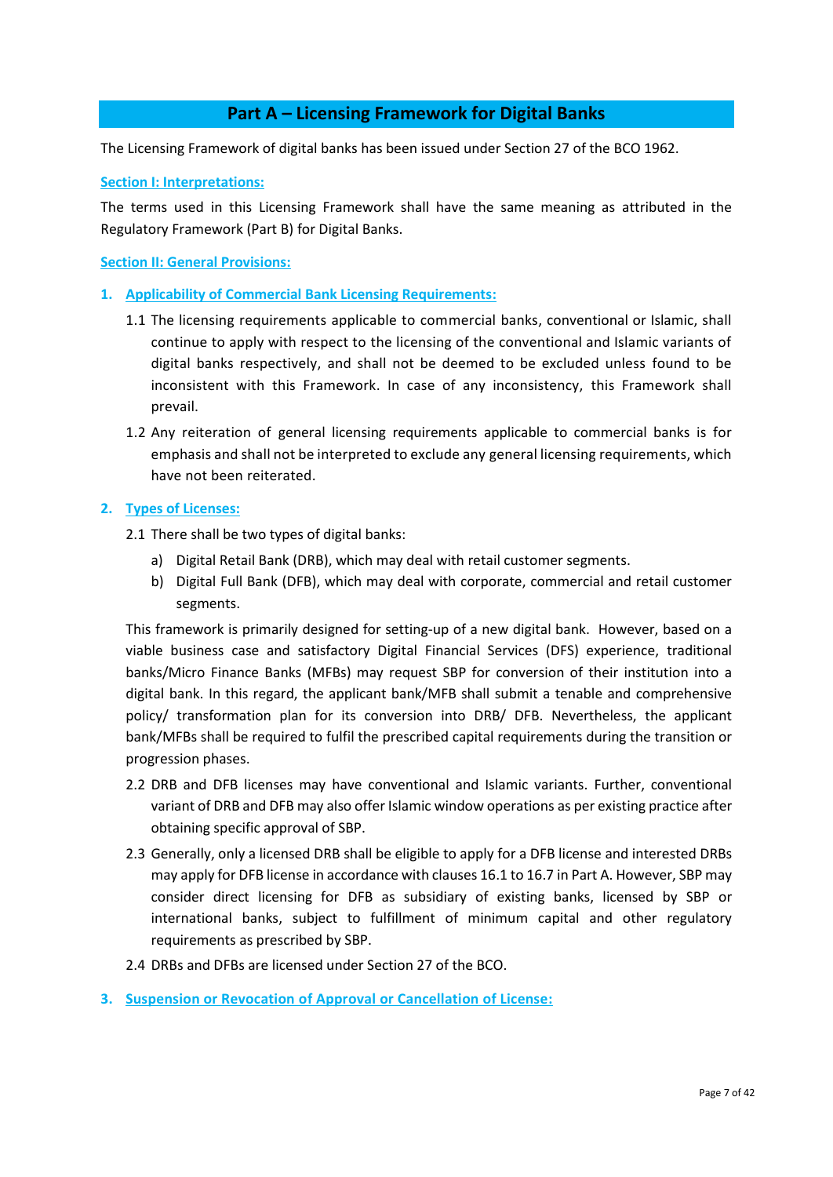# Part A – Licensing Framework for Digital Banks

The Licensing Framework of digital banks has been issued under Section 27 of the BCO 1962.

## Section I: Interpretations:

The terms used in this Licensing Framework shall have the same meaning as attributed in the Regulatory Framework (Part B) for Digital Banks.

## Section II: General Provisions:

### 1. Applicability of Commercial Bank Licensing Requirements:

1.1 The licensing requirements applicable to commercial banks, conventional or Islamic, shall continue to apply with respect to the licensing of the conventional and Islamic variants of digital banks respectively, and shall not be deemed to be excluded unless found to be inconsistent with this Framework. In case of any inconsistency, this Framework shall prevail.

1.2 Any reiteration of general licensing requirements applicable to commercial banks is for emphasis and shall not be interpreted to exclude any general licensing requirements, which have not been reiterated.

### 2. Types of Licenses:

2.1 There shall be two types of digital banks:

a) Digital Retail Bank (DRB), which may deal with retail customer segments.

b) Digital Full Bank (DFB), which may deal with corporate, commercial and retail customer segments.

This framework is primarily designed for setting-up of a new digital bank. However, based on a viable business case and satisfactory Digital Financial Services (DFS) experience, traditional banks/Micro Finance Banks (MFBs) may request SBP for conversion of their institution into a digital bank. In this regard, the applicant bank/MFB shall submit a tenable and comprehensive policy/ transformation plan for its conversion into DRB/ DFB. Nevertheless, the applicant bank/MFBs shall be required to fulfil the prescribed capital requirements during the transition or progression phases.

2.2 DRB and DFB licenses may have conventional and Islamic variants. Further, conventional variant of DRB and DFB may also offer Islamic window operations as per existing practice after obtaining specific approval of SBP.

2.3 Generally, only a licensed DRB shall be eligible to apply for a DFB license and interested DRBs may apply for DFB license in accordance with clauses 16.1 to 16.7 in Part A. However, SBP may consider direct licensing for DFB as subsidiary of existing banks, licensed by SBP or international banks, subject to fulfillment of minimum capital and other regulatory requirements as prescribed by SBP.

2.4 DRBs and DFBs are licensed under Section 27 of the BCO.

### 3. Suspension or Revocation of Approval or Cancellation of License: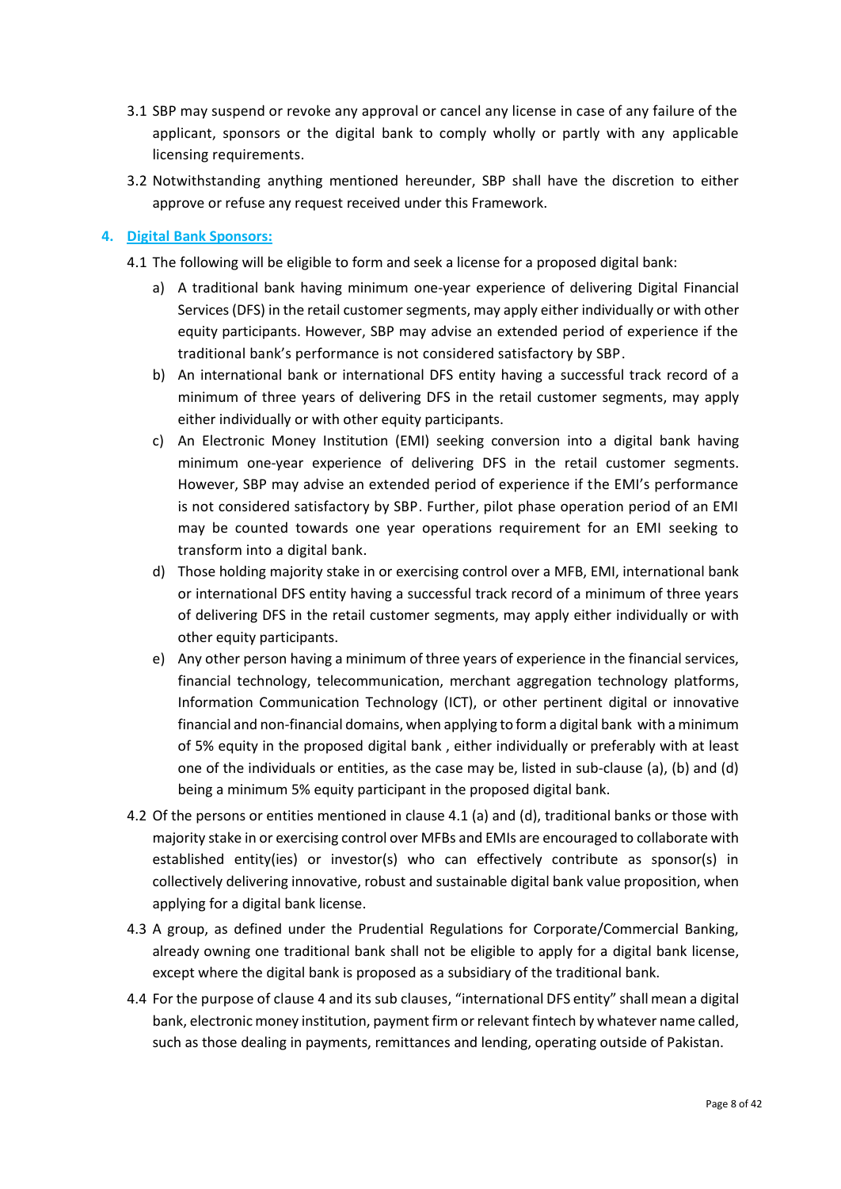3.1 SBP may suspend or revoke any approval or cancel any license in case of any failure of the applicant, sponsors or the digital bank to comply wholly or partly with any applicable licensing requirements.

3.2 Notwithstanding anything mentioned hereunder, SBP shall have the discretion to either approve or refuse any request received under this Framework.

## 4. Digital Bank Sponsors:

4.1 The following will be eligible to form and seek a license for a proposed digital bank:

a) A traditional bank having minimum one-year experience of delivering Digital Financial Services (DFS) in the retail customer segments, may apply either individually or with other equity participants. However, SBP may advise an extended period of experience if the traditional bank's performance is not considered satisfactory by SBP.

b) An international bank or international DFS entity having a successful track record of a minimum of three years of delivering DFS in the retail customer segments, may apply either individually or with other equity participants.

c) An Electronic Money Institution (EMI) seeking conversion into a digital bank having minimum one-year experience of delivering DFS in the retail customer segments. However, SBP may advise an extended period of experience if the EMI's performance is not considered satisfactory by SBP. Further, pilot phase operation period of an EMI may be counted towards one year operations requirement for an EMI seeking to transform into a digital bank.

d) Those holding majority stake in or exercising control over a MFB, EMI, international bank or international DFS entity having a successful track record of a minimum of three years of delivering DFS in the retail customer segments, may apply either individually or with other equity participants.

e) Any other person having a minimum of three years of experience in the financial services, financial technology, telecommunication, merchant aggregation technology platforms, Information Communication Technology (ICT), or other pertinent digital or innovative financial and non-financial domains, when applying to form a digital bank with a minimum of 5% equity in the proposed digital bank , either individually or preferably with at least one of the individuals or entities, as the case may be, listed in sub-clause (a), (b) and (d) being a minimum 5% equity participant in the proposed digital bank.

4.2 Of the persons or entities mentioned in clause 4.1 (a) and (d), traditional banks or those with majority stake in or exercising control over MFBs and EMIs are encouraged to collaborate with established entity(ies) or investor(s) who can effectively contribute as sponsor(s) in collectively delivering innovative, robust and sustainable digital bank value proposition, when applying for a digital bank license.

4.3 A group, as defined under the Prudential Regulations for Corporate/Commercial Banking, already owning one traditional bank shall not be eligible to apply for a digital bank license, except where the digital bank is proposed as a subsidiary of the traditional bank.

4.4 For the purpose of clause 4 and its sub clauses, "international DFS entity" shall mean a digital bank, electronic money institution, payment firm or relevant fintech by whatever name called, such as those dealing in payments, remittances and lending, operating outside of Pakistan.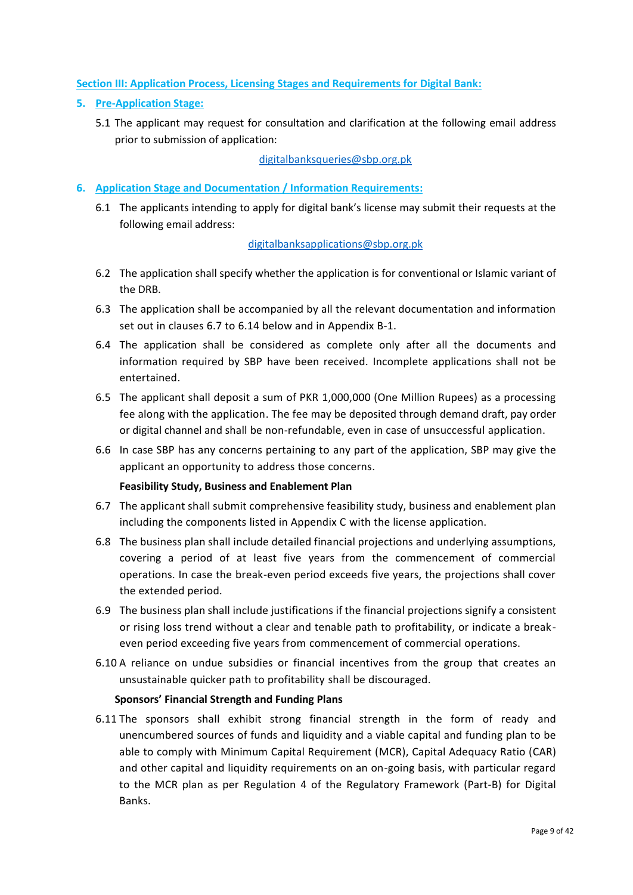## Section III: Application Process, Licensing Stages and Requirements for Digital Bank:

### 5. Pre-Application Stage:

5.1 The applicant may request for consultation and clarification at the following email address prior to submission of application:

digitalbanksqueries@sbp.org.pk

### 6. Application Stage and Documentation / Information Requirements:

6.1 The applicants intending to apply for digital bank's license may submit their requests at the following email address:

digitalbanksapplications@sbp.org.pk

6.2 The application shall specify whether the application is for conventional or Islamic variant of the DRB.

6.3 The application shall be accompanied by all the relevant documentation and information set out in clauses 6.7 to 6.14 below and in Appendix B-1.

6.4 The application shall be considered as complete only after all the documents and information required by SBP have been received. Incomplete applications shall not be entertained.

6.5 The applicant shall deposit a sum of PKR 1,000,000 (One Million Rupees) as a processing fee along with the application. The fee may be deposited through demand draft, pay order or digital channel and shall be non-refundable, even in case of unsuccessful application.

6.6 In case SBP has any concerns pertaining to any part of the application, SBP may give the applicant an opportunity to address those concerns.

**Feasibility Study, Business and Enablement Plan**

6.7 The applicant shall submit comprehensive feasibility study, business and enablement plan including the components listed in Appendix C with the license application.

6.8 The business plan shall include detailed financial projections and underlying assumptions, covering a period of at least five years from the commencement of commercial operations. In case the break-even period exceeds five years, the projections shall cover the extended period.

6.9 The business plan shall include justifications if the financial projections signify a consistent or rising loss trend without a clear and tenable path to profitability, or indicate a break-even period exceeding five years from commencement of commercial operations.

6.10 A reliance on undue subsidies or financial incentives from the group that creates an unsustainable quicker path to profitability shall be discouraged.

**Sponsors' Financial Strength and Funding Plans**

6.11 The sponsors shall exhibit strong financial strength in the form of ready and unencumbered sources of funds and liquidity and a viable capital and funding plan to be able to comply with Minimum Capital Requirement (MCR), Capital Adequacy Ratio (CAR) and other capital and liquidity requirements on an on-going basis, with particular regard to the MCR plan as per Regulation 4 of the Regulatory Framework (Part-B) for Digital Banks.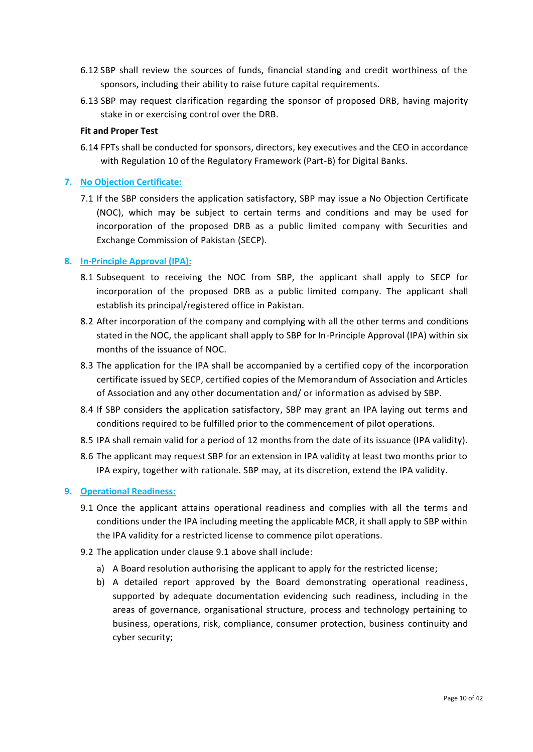6.12 SBP shall review the sources of funds, financial standing and credit worthiness of the sponsors, including their ability to raise future capital requirements.

6.13 SBP may request clarification regarding the sponsor of proposed DRB, having majority stake in or exercising control over the DRB.

**Fit and Proper Test**

6.14 FPTs shall be conducted for sponsors, directors, key executives and the CEO in accordance with Regulation 10 of the Regulatory Framework (Part-B) for Digital Banks.

## 7. No Objection Certificate:

7.1 If the SBP considers the application satisfactory, SBP may issue a No Objection Certificate (NOC), which may be subject to certain terms and conditions and may be used for incorporation of the proposed DRB as a public limited company with Securities and Exchange Commission of Pakistan (SECP).

## 8. In-Principle Approval (IPA):

8.1 Subsequent to receiving the NOC from SBP, the applicant shall apply to SECP for incorporation of the proposed DRB as a public limited company. The applicant shall establish its principal/registered office in Pakistan.

8.2 After incorporation of the company and complying with all the other terms and conditions stated in the NOC, the applicant shall apply to SBP for In-Principle Approval (IPA) within six months of the issuance of NOC.

8.3 The application for the IPA shall be accompanied by a certified copy of the incorporation certificate issued by SECP, certified copies of the Memorandum of Association and Articles of Association and any other documentation and/ or information as advised by SBP.

8.4 If SBP considers the application satisfactory, SBP may grant an IPA laying out terms and conditions required to be fulfilled prior to the commencement of pilot operations.

8.5 IPA shall remain valid for a period of 12 months from the date of its issuance (IPA validity).

8.6 The applicant may request SBP for an extension in IPA validity at least two months prior to IPA expiry, together with rationale. SBP may, at its discretion, extend the IPA validity.

## 9. Operational Readiness:

9.1 Once the applicant attains operational readiness and complies with all the terms and conditions under the IPA including meeting the applicable MCR, it shall apply to SBP within the IPA validity for a restricted license to commence pilot operations.

9.2 The application under clause 9.1 above shall include:

a) A Board resolution authorising the applicant to apply for the restricted license;

b) A detailed report approved by the Board demonstrating operational readiness, supported by adequate documentation evidencing such readiness, including in the areas of governance, organisational structure, process and technology pertaining to business, operations, risk, compliance, consumer protection, business continuity and cyber security;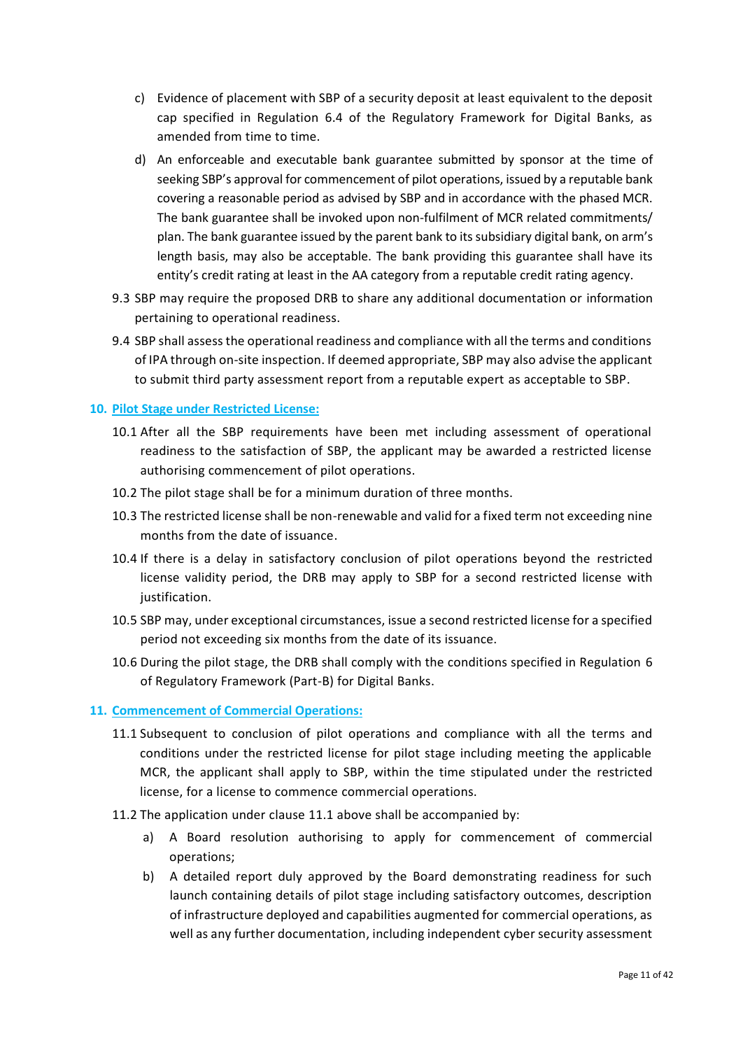c) Evidence of placement with SBP of a security deposit at least equivalent to the deposit cap specified in Regulation 6.4 of the Regulatory Framework for Digital Banks, as amended from time to time.

d) An enforceable and executable bank guarantee submitted by sponsor at the time of seeking SBP's approval for commencement of pilot operations, issued by a reputable bank covering a reasonable period as advised by SBP and in accordance with the phased MCR. The bank guarantee shall be invoked upon non-fulfilment of MCR related commitments/ plan. The bank guarantee issued by the parent bank to its subsidiary digital bank, on arm's length basis, may also be acceptable. The bank providing this guarantee shall have its entity's credit rating at least in the AA category from a reputable credit rating agency.

9.3 SBP may require the proposed DRB to share any additional documentation or information pertaining to operational readiness.

9.4 SBP shall assess the operational readiness and compliance with all the terms and conditions of IPA through on-site inspection. If deemed appropriate, SBP may also advise the applicant to submit third party assessment report from a reputable expert as acceptable to SBP.

## 10. Pilot Stage under Restricted License:

10.1 After all the SBP requirements have been met including assessment of operational readiness to the satisfaction of SBP, the applicant may be awarded a restricted license authorising commencement of pilot operations.

10.2 The pilot stage shall be for a minimum duration of three months.

10.3 The restricted license shall be non-renewable and valid for a fixed term not exceeding nine months from the date of issuance.

10.4 If there is a delay in satisfactory conclusion of pilot operations beyond the restricted license validity period, the DRB may apply to SBP for a second restricted license with justification.

10.5 SBP may, under exceptional circumstances, issue a second restricted license for a specified period not exceeding six months from the date of its issuance.

10.6 During the pilot stage, the DRB shall comply with the conditions specified in Regulation 6 of Regulatory Framework (Part-B) for Digital Banks.

## 11. Commencement of Commercial Operations:

11.1 Subsequent to conclusion of pilot operations and compliance with all the terms and conditions under the restricted license for pilot stage including meeting the applicable MCR, the applicant shall apply to SBP, within the time stipulated under the restricted license, for a license to commence commercial operations.

11.2 The application under clause 11.1 above shall be accompanied by:

a) A Board resolution authorising to apply for commencement of commercial operations;

b) A detailed report duly approved by the Board demonstrating readiness for such launch containing details of pilot stage including satisfactory outcomes, description of infrastructure deployed and capabilities augmented for commercial operations, as well as any further documentation, including independent cyber security assessment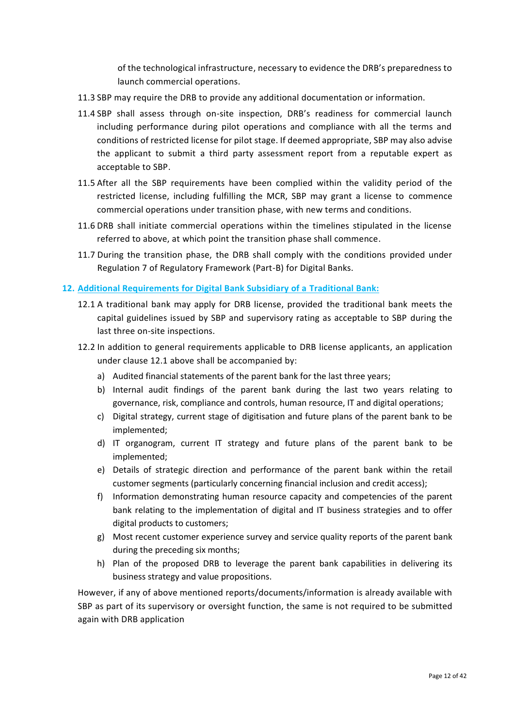of the technological infrastructure, necessary to evidence the DRB's preparedness to launch commercial operations.

11.3 SBP may require the DRB to provide any additional documentation or information.

11.4 SBP shall assess through on-site inspection, DRB's readiness for commercial launch including performance during pilot operations and compliance with all the terms and conditions of restricted license for pilot stage. If deemed appropriate, SBP may also advise the applicant to submit a third party assessment report from a reputable expert as acceptable to SBP.

11.5 After all the SBP requirements have been complied within the validity period of the restricted license, including fulfilling the MCR, SBP may grant a license to commence commercial operations under transition phase, with new terms and conditions.

11.6 DRB shall initiate commercial operations within the timelines stipulated in the license referred to above, at which point the transition phase shall commence.

11.7 During the transition phase, the DRB shall comply with the conditions provided under Regulation 7 of Regulatory Framework (Part-B) for Digital Banks.

## 12. Additional Requirements for Digital Bank Subsidiary of a Traditional Bank:

12.1 A traditional bank may apply for DRB license, provided the traditional bank meets the capital guidelines issued by SBP and supervisory rating as acceptable to SBP during the last three on-site inspections.

12.2 In addition to general requirements applicable to DRB license applicants, an application under clause 12.1 above shall be accompanied by:

a) Audited financial statements of the parent bank for the last three years;
b) Internal audit findings of the parent bank during the last two years relating to governance, risk, compliance and controls, human resource, IT and digital operations;
c) Digital strategy, current stage of digitisation and future plans of the parent bank to be implemented;
d) IT organogram, current IT strategy and future plans of the parent bank to be implemented;
e) Details of strategic direction and performance of the parent bank within the retail customer segments (particularly concerning financial inclusion and credit access);
f) Information demonstrating human resource capacity and competencies of the parent bank relating to the implementation of digital and IT business strategies and to offer digital products to customers;
g) Most recent customer experience survey and service quality reports of the parent bank during the preceding six months;
h) Plan of the proposed DRB to leverage the parent bank capabilities in delivering its business strategy and value propositions.

However, if any of above mentioned reports/documents/information is already available with SBP as part of its supervisory or oversight function, the same is not required to be submitted again with DRB application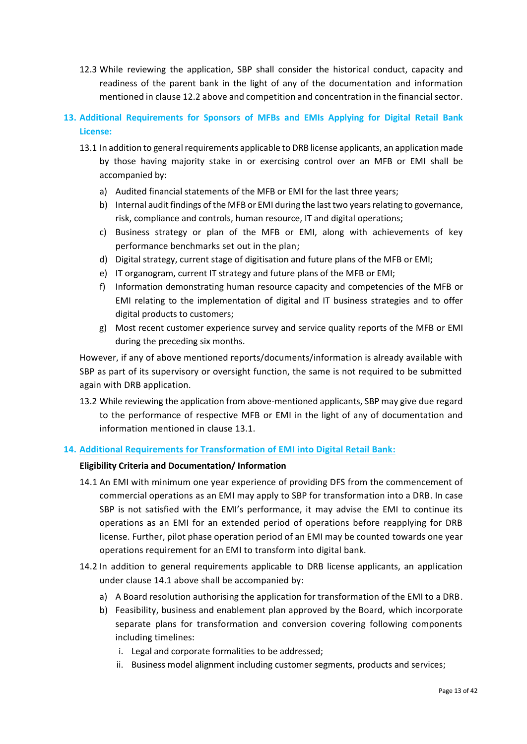12.3 While reviewing the application, SBP shall consider the historical conduct, capacity and readiness of the parent bank in the light of any of the documentation and information mentioned in clause 12.2 above and competition and concentration in the financial sector.

## 13. Additional Requirements for Sponsors of MFBs and EMIs Applying for Digital Retail Bank License:

13.1 In addition to general requirements applicable to DRB license applicants, an application made by those having majority stake in or exercising control over an MFB or EMI shall be accompanied by:

a) Audited financial statements of the MFB or EMI for the last three years;
b) Internal audit findings of the MFB or EMI during the last two years relating to governance, risk, compliance and controls, human resource, IT and digital operations;
c) Business strategy or plan of the MFB or EMI, along with achievements of key performance benchmarks set out in the plan;
d) Digital strategy, current stage of digitisation and future plans of the MFB or EMI;
e) IT organogram, current IT strategy and future plans of the MFB or EMI;
f) Information demonstrating human resource capacity and competencies of the MFB or EMI relating to the implementation of digital and IT business strategies and to offer digital products to customers;
g) Most recent customer experience survey and service quality reports of the MFB or EMI during the preceding six months.

However, if any of above mentioned reports/documents/information is already available with SBP as part of its supervisory or oversight function, the same is not required to be submitted again with DRB application.

13.2 While reviewing the application from above-mentioned applicants, SBP may give due regard to the performance of respective MFB or EMI in the light of any of documentation and information mentioned in clause 13.1.

## 14. Additional Requirements for Transformation of EMI into Digital Retail Bank:

**Eligibility Criteria and Documentation/ Information**

14.1 An EMI with minimum one year experience of providing DFS from the commencement of commercial operations as an EMI may apply to SBP for transformation into a DRB. In case SBP is not satisfied with the EMI's performance, it may advise the EMI to continue its operations as an EMI for an extended period of operations before reapplying for DRB license. Further, pilot phase operation period of an EMI may be counted towards one year operations requirement for an EMI to transform into digital bank.

14.2 In addition to general requirements applicable to DRB license applicants, an application under clause 14.1 above shall be accompanied by:

a) A Board resolution authorising the application for transformation of the EMI to a DRB.
b) Feasibility, business and enablement plan approved by the Board, which incorporate separate plans for transformation and conversion covering following components including timelines:
   i. Legal and corporate formalities to be addressed;
   ii. Business model alignment including customer segments, products and services;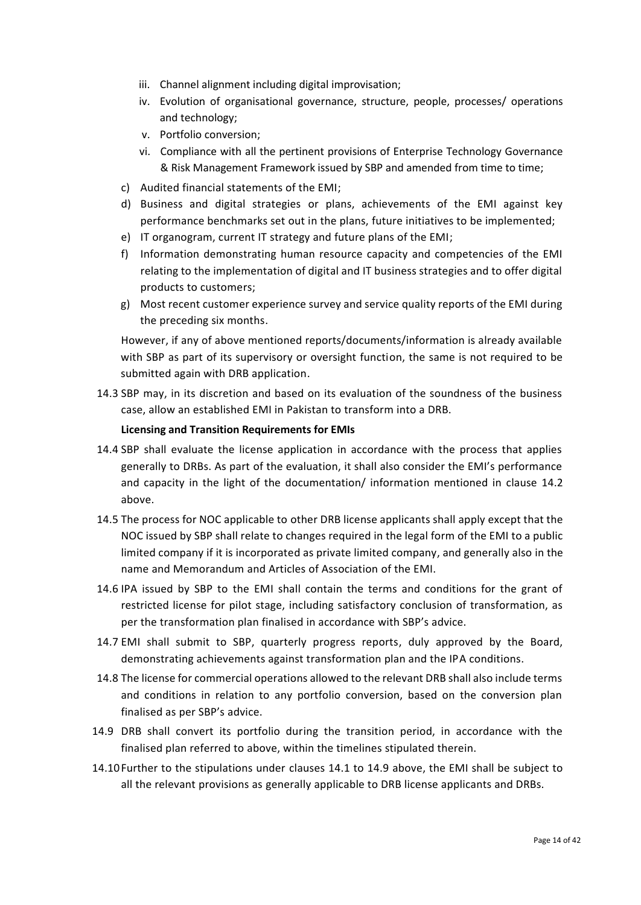iii. Channel alignment including digital improvisation;
iv. Evolution of organisational governance, structure, people, processes/ operations and technology;
v. Portfolio conversion;
vi. Compliance with all the pertinent provisions of Enterprise Technology Governance & Risk Management Framework issued by SBP and amended from time to time;

c) Audited financial statements of the EMI;

d) Business and digital strategies or plans, achievements of the EMI against key performance benchmarks set out in the plans, future initiatives to be implemented;

e) IT organogram, current IT strategy and future plans of the EMI;

f) Information demonstrating human resource capacity and competencies of the EMI relating to the implementation of digital and IT business strategies and to offer digital products to customers;

g) Most recent customer experience survey and service quality reports of the EMI during the preceding six months.

However, if any of above mentioned reports/documents/information is already available with SBP as part of its supervisory or oversight function, the same is not required to be submitted again with DRB application.

14.3 SBP may, in its discretion and based on its evaluation of the soundness of the business case, allow an established EMI in Pakistan to transform into a DRB.

**Licensing and Transition Requirements for EMIs**

14.4 SBP shall evaluate the license application in accordance with the process that applies generally to DRBs. As part of the evaluation, it shall also consider the EMI's performance and capacity in the light of the documentation/ information mentioned in clause 14.2 above.

14.5 The process for NOC applicable to other DRB license applicants shall apply except that the NOC issued by SBP shall relate to changes required in the legal form of the EMI to a public limited company if it is incorporated as private limited company, and generally also in the name and Memorandum and Articles of Association of the EMI.

14.6 IPA issued by SBP to the EMI shall contain the terms and conditions for the grant of restricted license for pilot stage, including satisfactory conclusion of transformation, as per the transformation plan finalised in accordance with SBP's advice.

14.7 EMI shall submit to SBP, quarterly progress reports, duly approved by the Board, demonstrating achievements against transformation plan and the IPA conditions.

14.8 The license for commercial operations allowed to the relevant DRB shall also include terms and conditions in relation to any portfolio conversion, based on the conversion plan finalised as per SBP's advice.

14.9 DRB shall convert its portfolio during the transition period, in accordance with the finalised plan referred to above, within the timelines stipulated therein.

14.10 Further to the stipulations under clauses 14.1 to 14.9 above, the EMI shall be subject to all the relevant provisions as generally applicable to DRB license applicants and DRBs.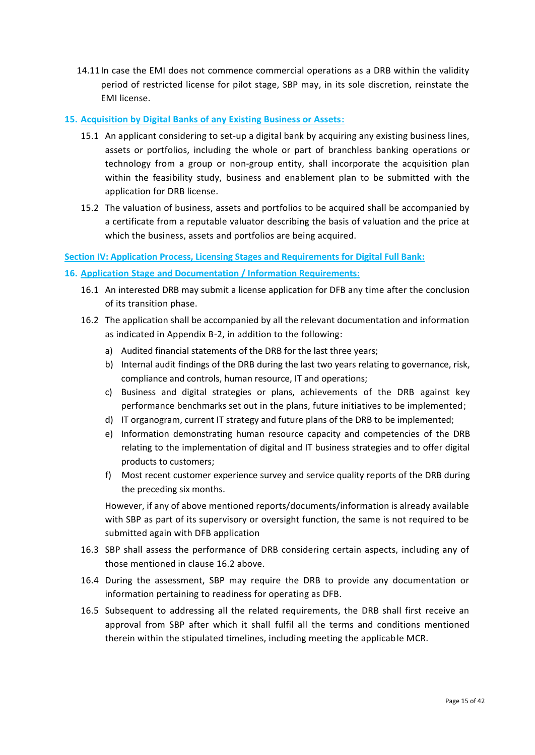14.11 In case the EMI does not commence commercial operations as a DRB within the validity period of restricted license for pilot stage, SBP may, in its sole discretion, reinstate the EMI license.

## 15. Acquisition by Digital Banks of any Existing Business or Assets:

15.1 An applicant considering to set-up a digital bank by acquiring any existing business lines, assets or portfolios, including the whole or part of branchless banking operations or technology from a group or non-group entity, shall incorporate the acquisition plan within the feasibility study, business and enablement plan to be submitted with the application for DRB license.

15.2 The valuation of business, assets and portfolios to be acquired shall be accompanied by a certificate from a reputable valuator describing the basis of valuation and the price at which the business, assets and portfolios are being acquired.

# Section IV: Application Process, Licensing Stages and Requirements for Digital Full Bank:

## 16. Application Stage and Documentation / Information Requirements:

16.1 An interested DRB may submit a license application for DFB any time after the conclusion of its transition phase.

16.2 The application shall be accompanied by all the relevant documentation and information as indicated in Appendix B-2, in addition to the following:

a) Audited financial statements of the DRB for the last three years;
b) Internal audit findings of the DRB during the last two years relating to governance, risk, compliance and controls, human resource, IT and operations;
c) Business and digital strategies or plans, achievements of the DRB against key performance benchmarks set out in the plans, future initiatives to be implemented;
d) IT organogram, current IT strategy and future plans of the DRB to be implemented;
e) Information demonstrating human resource capacity and competencies of the DRB relating to the implementation of digital and IT business strategies and to offer digital products to customers;
f) Most recent customer experience survey and service quality reports of the DRB during the preceding six months.

However, if any of above mentioned reports/documents/information is already available with SBP as part of its supervisory or oversight function, the same is not required to be submitted again with DFB application

16.3 SBP shall assess the performance of DRB considering certain aspects, including any of those mentioned in clause 16.2 above.

16.4 During the assessment, SBP may require the DRB to provide any documentation or information pertaining to readiness for operating as DFB.

16.5 Subsequent to addressing all the related requirements, the DRB shall first receive an approval from SBP after which it shall fulfil all the terms and conditions mentioned therein within the stipulated timelines, including meeting the applicable MCR.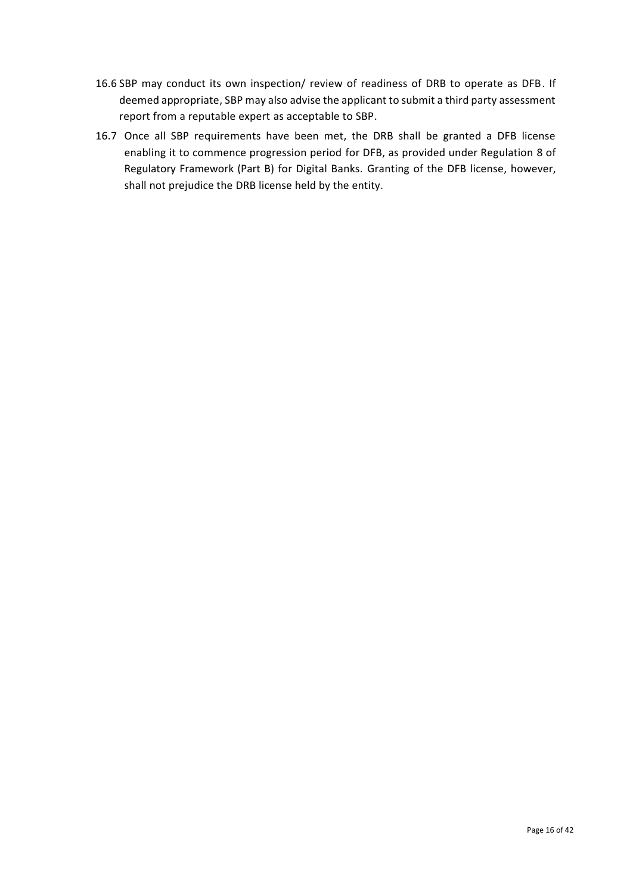16.6 SBP may conduct its own inspection/ review of readiness of DRB to operate as DFB. If deemed appropriate, SBP may also advise the applicant to submit a third party assessment report from a reputable expert as acceptable to SBP.

16.7 Once all SBP requirements have been met, the DRB shall be granted a DFB license enabling it to commence progression period for DFB, as provided under Regulation 8 of Regulatory Framework (Part B) for Digital Banks. Granting of the DFB license, however, shall not prejudice the DRB license held by the entity.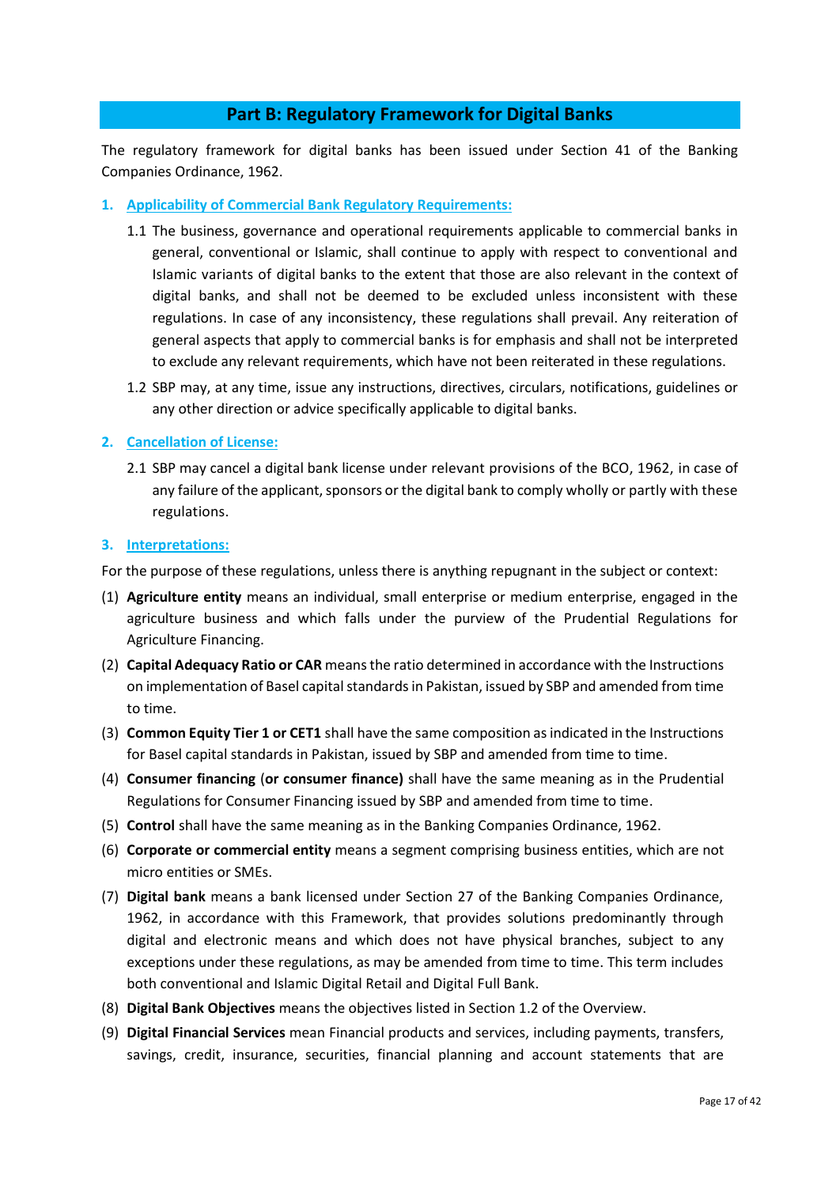## Part B: Regulatory Framework for Digital Banks

The regulatory framework for digital banks has been issued under Section 41 of the Banking Companies Ordinance, 1962.

### 1. Applicability of Commercial Bank Regulatory Requirements:

1.1 The business, governance and operational requirements applicable to commercial banks in general, conventional or Islamic, shall continue to apply with respect to conventional and Islamic variants of digital banks to the extent that those are also relevant in the context of digital banks, and shall not be deemed to be excluded unless inconsistent with these regulations. In case of any inconsistency, these regulations shall prevail. Any reiteration of general aspects that apply to commercial banks is for emphasis and shall not be interpreted to exclude any relevant requirements, which have not been reiterated in these regulations.

1.2 SBP may, at any time, issue any instructions, directives, circulars, notifications, guidelines or any other direction or advice specifically applicable to digital banks.

### 2. Cancellation of License:

2.1 SBP may cancel a digital bank license under relevant provisions of the BCO, 1962, in case of any failure of the applicant, sponsors or the digital bank to comply wholly or partly with these regulations.

### 3. Interpretations:

For the purpose of these regulations, unless there is anything repugnant in the subject or context:

(1) **Agriculture entity** means an individual, small enterprise or medium enterprise, engaged in the agriculture business and which falls under the purview of the Prudential Regulations for Agriculture Financing.

(2) **Capital Adequacy Ratio or CAR** means the ratio determined in accordance with the Instructions on implementation of Basel capital standards in Pakistan, issued by SBP and amended from time to time.

(3) **Common Equity Tier 1 or CET1** shall have the same composition as indicated in the Instructions for Basel capital standards in Pakistan, issued by SBP and amended from time to time.

(4) **Consumer financing** (**or consumer finance)** shall have the same meaning as in the Prudential Regulations for Consumer Financing issued by SBP and amended from time to time.

(5) **Control** shall have the same meaning as in the Banking Companies Ordinance, 1962.

(6) **Corporate or commercial entity** means a segment comprising business entities, which are not micro entities or SMEs.

(7) **Digital bank** means a bank licensed under Section 27 of the Banking Companies Ordinance, 1962, in accordance with this Framework, that provides solutions predominantly through digital and electronic means and which does not have physical branches, subject to any exceptions under these regulations, as may be amended from time to time. This term includes both conventional and Islamic Digital Retail and Digital Full Bank.

(8) **Digital Bank Objectives** means the objectives listed in Section 1.2 of the Overview.

(9) **Digital Financial Services** mean Financial products and services, including payments, transfers, savings, credit, insurance, securities, financial planning and account statements that are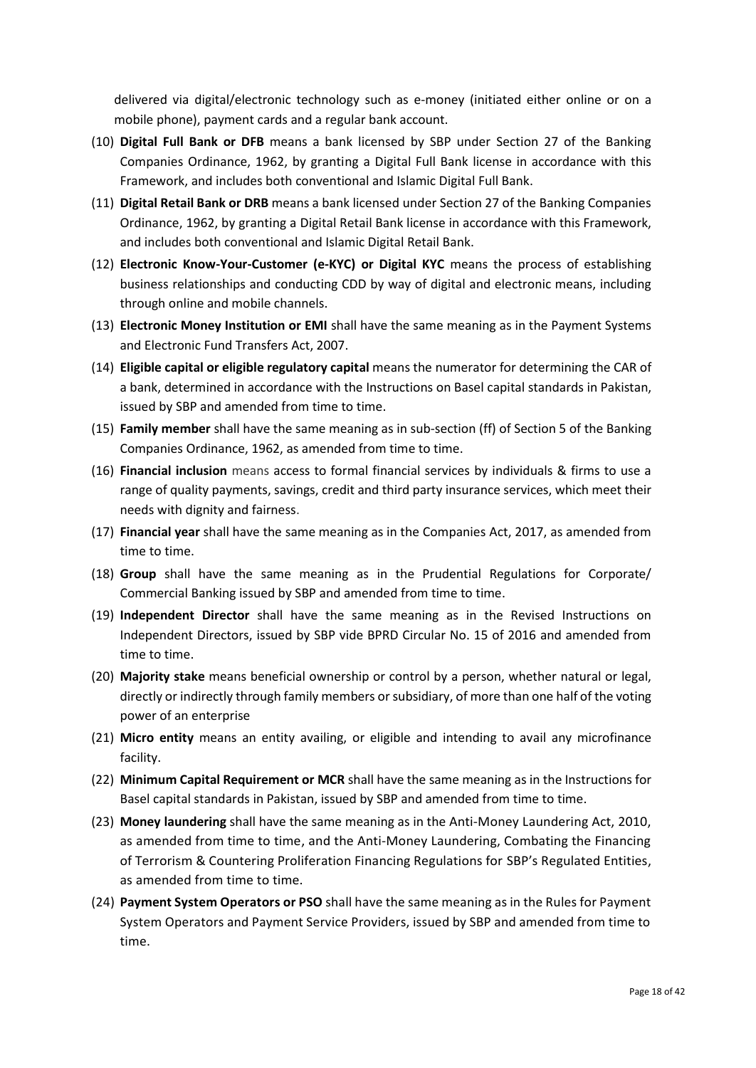delivered via digital/electronic technology such as e-money (initiated either online or on a mobile phone), payment cards and a regular bank account.

(10) **Digital Full Bank or DFB** means a bank licensed by SBP under Section 27 of the Banking Companies Ordinance, 1962, by granting a Digital Full Bank license in accordance with this Framework, and includes both conventional and Islamic Digital Full Bank.

(11) **Digital Retail Bank or DRB** means a bank licensed under Section 27 of the Banking Companies Ordinance, 1962, by granting a Digital Retail Bank license in accordance with this Framework, and includes both conventional and Islamic Digital Retail Bank.

(12) **Electronic Know-Your-Customer (e-KYC) or Digital KYC** means the process of establishing business relationships and conducting CDD by way of digital and electronic means, including through online and mobile channels.

(13) **Electronic Money Institution or EMI** shall have the same meaning as in the Payment Systems and Electronic Fund Transfers Act, 2007.

(14) **Eligible capital or eligible regulatory capital** means the numerator for determining the CAR of a bank, determined in accordance with the Instructions on Basel capital standards in Pakistan, issued by SBP and amended from time to time.

(15) **Family member** shall have the same meaning as in sub-section (ff) of Section 5 of the Banking Companies Ordinance, 1962, as amended from time to time.

(16) **Financial inclusion** means access to formal financial services by individuals & firms to use a range of quality payments, savings, credit and third party insurance services, which meet their needs with dignity and fairness.

(17) **Financial year** shall have the same meaning as in the Companies Act, 2017, as amended from time to time.

(18) **Group** shall have the same meaning as in the Prudential Regulations for Corporate/ Commercial Banking issued by SBP and amended from time to time.

(19) **Independent Director** shall have the same meaning as in the Revised Instructions on Independent Directors, issued by SBP vide BPRD Circular No. 15 of 2016 and amended from time to time.

(20) **Majority stake** means beneficial ownership or control by a person, whether natural or legal, directly or indirectly through family members or subsidiary, of more than one half of the voting power of an enterprise

(21) **Micro entity** means an entity availing, or eligible and intending to avail any microfinance facility.

(22) **Minimum Capital Requirement or MCR** shall have the same meaning as in the Instructions for Basel capital standards in Pakistan, issued by SBP and amended from time to time.

(23) **Money laundering** shall have the same meaning as in the Anti-Money Laundering Act, 2010, as amended from time to time, and the Anti-Money Laundering, Combating the Financing of Terrorism & Countering Proliferation Financing Regulations for SBP's Regulated Entities, as amended from time to time.

(24) **Payment System Operators or PSO** shall have the same meaning as in the Rules for Payment System Operators and Payment Service Providers, issued by SBP and amended from time to time.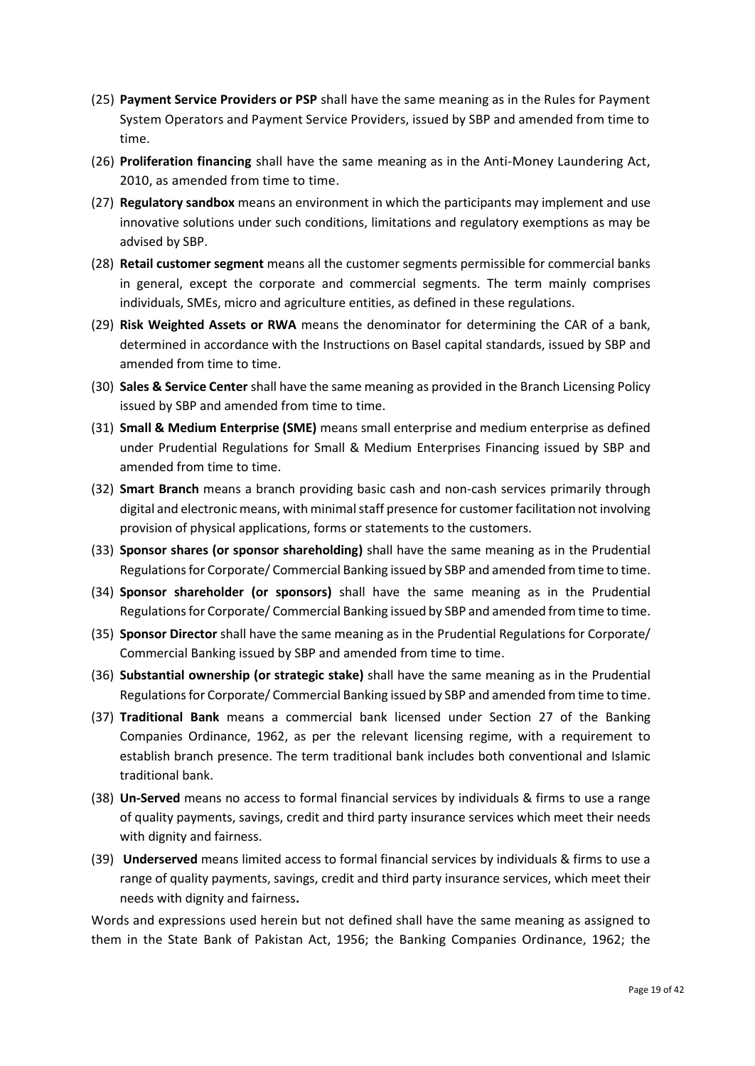(25) **Payment Service Providers or PSP** shall have the same meaning as in the Rules for Payment System Operators and Payment Service Providers, issued by SBP and amended from time to time.

(26) **Proliferation financing** shall have the same meaning as in the Anti-Money Laundering Act, 2010, as amended from time to time.

(27) **Regulatory sandbox** means an environment in which the participants may implement and use innovative solutions under such conditions, limitations and regulatory exemptions as may be advised by SBP.

(28) **Retail customer segment** means all the customer segments permissible for commercial banks in general, except the corporate and commercial segments. The term mainly comprises individuals, SMEs, micro and agriculture entities, as defined in these regulations.

(29) **Risk Weighted Assets or RWA** means the denominator for determining the CAR of a bank, determined in accordance with the Instructions on Basel capital standards, issued by SBP and amended from time to time.

(30) **Sales & Service Center** shall have the same meaning as provided in the Branch Licensing Policy issued by SBP and amended from time to time.

(31) **Small & Medium Enterprise (SME)** means small enterprise and medium enterprise as defined under Prudential Regulations for Small & Medium Enterprises Financing issued by SBP and amended from time to time.

(32) **Smart Branch** means a branch providing basic cash and non-cash services primarily through digital and electronic means, with minimal staff presence for customer facilitation not involving provision of physical applications, forms or statements to the customers.

(33) **Sponsor shares (or sponsor shareholding)** shall have the same meaning as in the Prudential Regulations for Corporate/ Commercial Banking issued by SBP and amended from time to time.

(34) **Sponsor shareholder (or sponsors)** shall have the same meaning as in the Prudential Regulations for Corporate/ Commercial Banking issued by SBP and amended from time to time.

(35) **Sponsor Director** shall have the same meaning as in the Prudential Regulations for Corporate/ Commercial Banking issued by SBP and amended from time to time.

(36) **Substantial ownership (or strategic stake)** shall have the same meaning as in the Prudential Regulations for Corporate/ Commercial Banking issued by SBP and amended from time to time.

(37) **Traditional Bank** means a commercial bank licensed under Section 27 of the Banking Companies Ordinance, 1962, as per the relevant licensing regime, with a requirement to establish branch presence. The term traditional bank includes both conventional and Islamic traditional bank.

(38) **Un-Served** means no access to formal financial services by individuals & firms to use a range of quality payments, savings, credit and third party insurance services which meet their needs with dignity and fairness.

(39) **Underserved** means limited access to formal financial services by individuals & firms to use a range of quality payments, savings, credit and third party insurance services, which meet their needs with dignity and fairness.

Words and expressions used herein but not defined shall have the same meaning as assigned to them in the State Bank of Pakistan Act, 1956; the Banking Companies Ordinance, 1962; the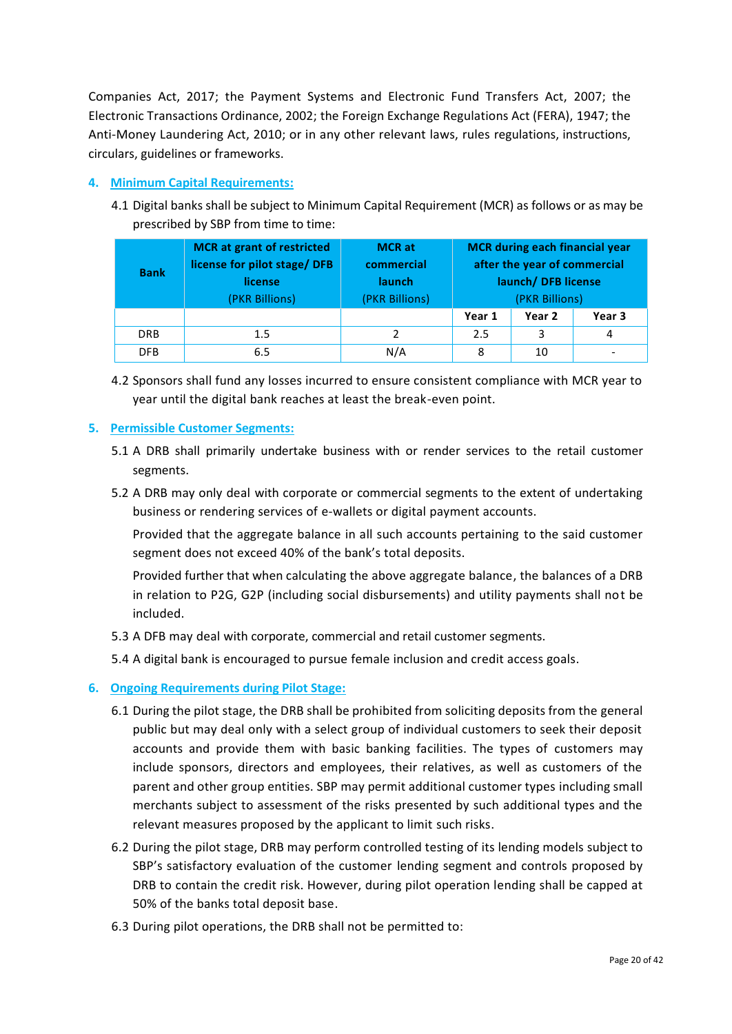Companies Act, 2017; the Payment Systems and Electronic Fund Transfers Act, 2007; the Electronic Transactions Ordinance, 2002; the Foreign Exchange Regulations Act (FERA), 1947; the Anti-Money Laundering Act, 2010; or in any other relevant laws, rules regulations, instructions, circulars, guidelines or frameworks.

## 4. Minimum Capital Requirements:

4.1 Digital banks shall be subject to Minimum Capital Requirement (MCR) as follows or as may be prescribed by SBP from time to time:

| Bank | MCR at grant of restricted license for pilot stage/ DFB license (PKR Billions) | MCR at commercial launch (PKR Billions) | MCR during each financial year after the year of commercial launch/ DFB license (PKR Billions) | | |
|---|---|---|---|---|---|
| | | | Year 1 | Year 2 | Year 3 |
| DRB | 1.5 | 2 | 2.5 | 3 | 4 |
| DFB | 6.5 | N/A | 8 | 10 | - |

4.2 Sponsors shall fund any losses incurred to ensure consistent compliance with MCR year to year until the digital bank reaches at least the break-even point.

## 5. Permissible Customer Segments:

5.1 A DRB shall primarily undertake business with or render services to the retail customer segments.

5.2 A DRB may only deal with corporate or commercial segments to the extent of undertaking business or rendering services of e-wallets or digital payment accounts.

Provided that the aggregate balance in all such accounts pertaining to the said customer segment does not exceed 40% of the bank's total deposits.

Provided further that when calculating the above aggregate balance, the balances of a DRB in relation to P2G, G2P (including social disbursements) and utility payments shall not be included.

5.3 A DFB may deal with corporate, commercial and retail customer segments.

5.4 A digital bank is encouraged to pursue female inclusion and credit access goals.

## 6. Ongoing Requirements during Pilot Stage:

6.1 During the pilot stage, the DRB shall be prohibited from soliciting deposits from the general public but may deal only with a select group of individual customers to seek their deposit accounts and provide them with basic banking facilities. The types of customers may include sponsors, directors and employees, their relatives, as well as customers of the parent and other group entities. SBP may permit additional customer types including small merchants subject to assessment of the risks presented by such additional types and the relevant measures proposed by the applicant to limit such risks.

6.2 During the pilot stage, DRB may perform controlled testing of its lending models subject to SBP's satisfactory evaluation of the customer lending segment and controls proposed by DRB to contain the credit risk. However, during pilot operation lending shall be capped at 50% of the banks total deposit base.

6.3 During pilot operations, the DRB shall not be permitted to: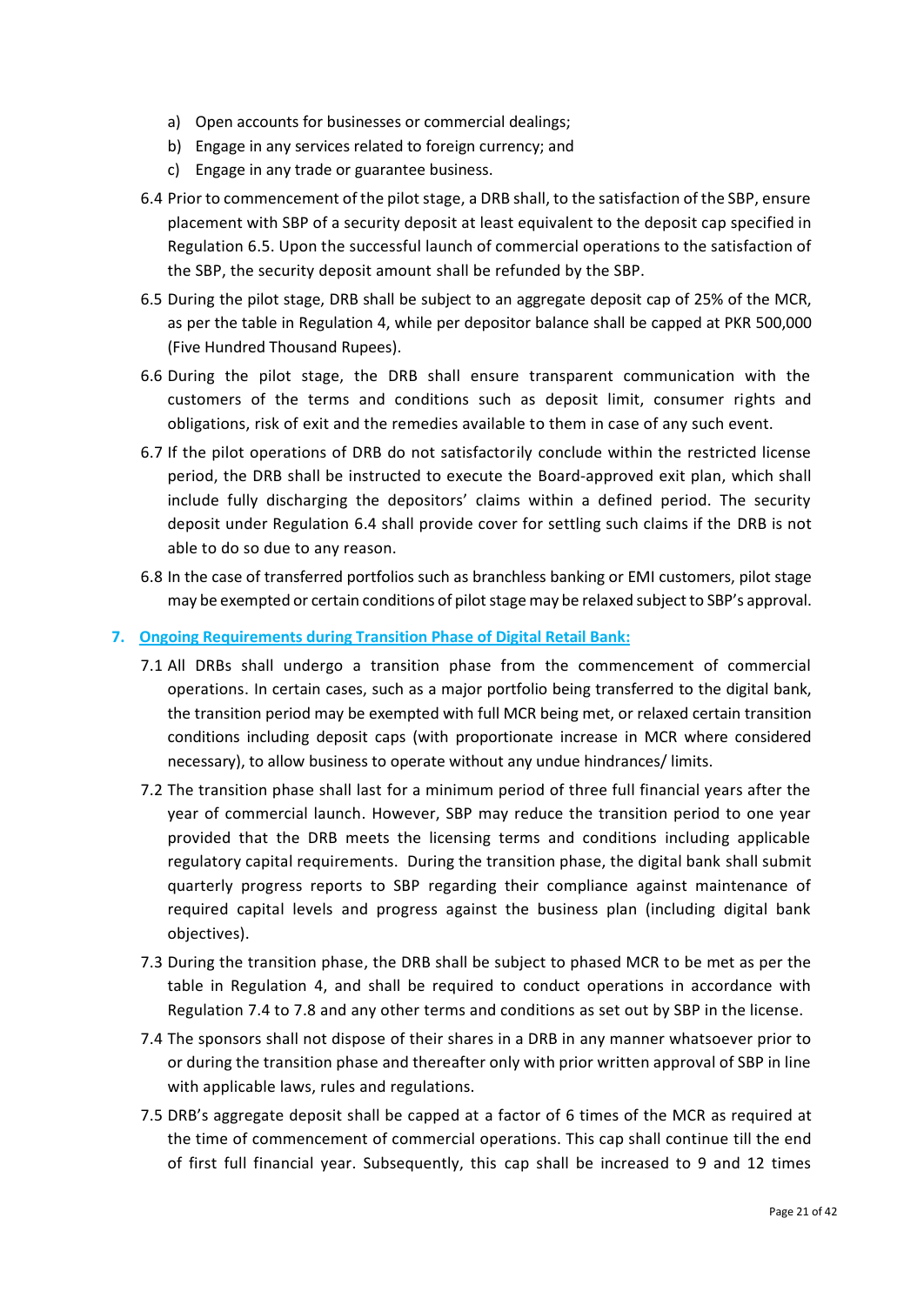a) Open accounts for businesses or commercial dealings;
b) Engage in any services related to foreign currency; and
c) Engage in any trade or guarantee business.

6.4 Prior to commencement of the pilot stage, a DRB shall, to the satisfaction of the SBP, ensure placement with SBP of a security deposit at least equivalent to the deposit cap specified in Regulation 6.5. Upon the successful launch of commercial operations to the satisfaction of the SBP, the security deposit amount shall be refunded by the SBP.

6.5 During the pilot stage, DRB shall be subject to an aggregate deposit cap of 25% of the MCR, as per the table in Regulation 4, while per depositor balance shall be capped at PKR 500,000 (Five Hundred Thousand Rupees).

6.6 During the pilot stage, the DRB shall ensure transparent communication with the customers of the terms and conditions such as deposit limit, consumer rights and obligations, risk of exit and the remedies available to them in case of any such event.

6.7 If the pilot operations of DRB do not satisfactorily conclude within the restricted license period, the DRB shall be instructed to execute the Board-approved exit plan, which shall include fully discharging the depositors' claims within a defined period. The security deposit under Regulation 6.4 shall provide cover for settling such claims if the DRB is not able to do so due to any reason.

6.8 In the case of transferred portfolios such as branchless banking or EMI customers, pilot stage may be exempted or certain conditions of pilot stage may be relaxed subject to SBP's approval.

## 7. Ongoing Requirements during Transition Phase of Digital Retail Bank:

7.1 All DRBs shall undergo a transition phase from the commencement of commercial operations. In certain cases, such as a major portfolio being transferred to the digital bank, the transition period may be exempted with full MCR being met, or relaxed certain transition conditions including deposit caps (with proportionate increase in MCR where considered necessary), to allow business to operate without any undue hindrances/ limits.

7.2 The transition phase shall last for a minimum period of three full financial years after the year of commercial launch. However, SBP may reduce the transition period to one year provided that the DRB meets the licensing terms and conditions including applicable regulatory capital requirements. During the transition phase, the digital bank shall submit quarterly progress reports to SBP regarding their compliance against maintenance of required capital levels and progress against the business plan (including digital bank objectives).

7.3 During the transition phase, the DRB shall be subject to phased MCR to be met as per the table in Regulation 4, and shall be required to conduct operations in accordance with Regulation 7.4 to 7.8 and any other terms and conditions as set out by SBP in the license.

7.4 The sponsors shall not dispose of their shares in a DRB in any manner whatsoever prior to or during the transition phase and thereafter only with prior written approval of SBP in line with applicable laws, rules and regulations.

7.5 DRB's aggregate deposit shall be capped at a factor of 6 times of the MCR as required at the time of commencement of commercial operations. This cap shall continue till the end of first full financial year. Subsequently, this cap shall be increased to 9 and 12 times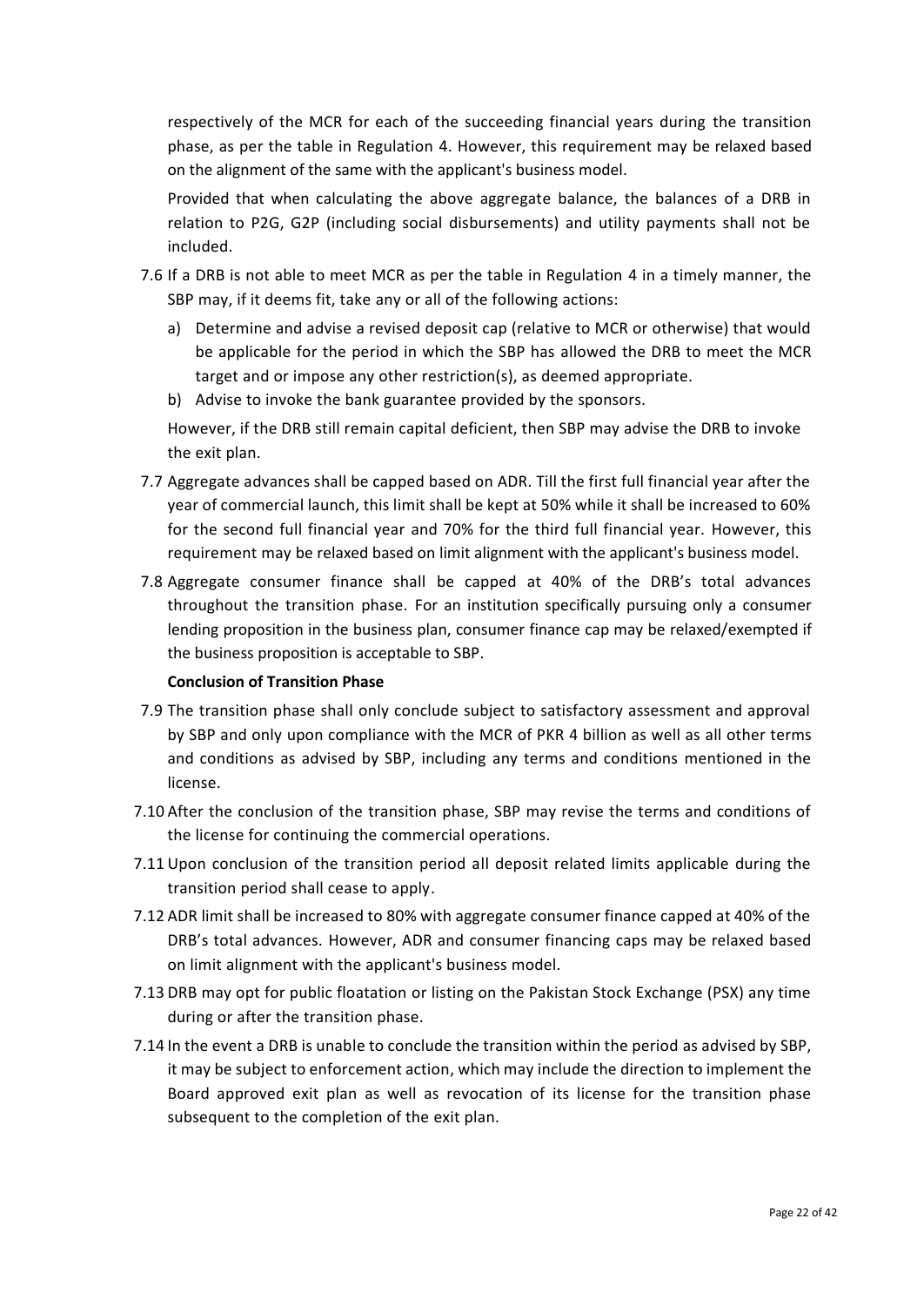respectively of the MCR for each of the succeeding financial years during the transition phase, as per the table in Regulation 4. However, this requirement may be relaxed based on the alignment of the same with the applicant's business model.

Provided that when calculating the above aggregate balance, the balances of a DRB in relation to P2G, G2P (including social disbursements) and utility payments shall not be included.

7.6 If a DRB is not able to meet MCR as per the table in Regulation 4 in a timely manner, the SBP may, if it deems fit, take any or all of the following actions:

a) Determine and advise a revised deposit cap (relative to MCR or otherwise) that would be applicable for the period in which the SBP has allowed the DRB to meet the MCR target and or impose any other restriction(s), as deemed appropriate.

b) Advise to invoke the bank guarantee provided by the sponsors.

However, if the DRB still remain capital deficient, then SBP may advise the DRB to invoke the exit plan.

7.7 Aggregate advances shall be capped based on ADR. Till the first full financial year after the year of commercial launch, this limit shall be kept at 50% while it shall be increased to 60% for the second full financial year and 70% for the third full financial year. However, this requirement may be relaxed based on limit alignment with the applicant's business model.

7.8 Aggregate consumer finance shall be capped at 40% of the DRB's total advances throughout the transition phase. For an institution specifically pursuing only a consumer lending proposition in the business plan, consumer finance cap may be relaxed/exempted if the business proposition is acceptable to SBP.

**Conclusion of Transition Phase**

7.9 The transition phase shall only conclude subject to satisfactory assessment and approval by SBP and only upon compliance with the MCR of PKR 4 billion as well as all other terms and conditions as advised by SBP, including any terms and conditions mentioned in the license.

7.10 After the conclusion of the transition phase, SBP may revise the terms and conditions of the license for continuing the commercial operations.

7.11 Upon conclusion of the transition period all deposit related limits applicable during the transition period shall cease to apply.

7.12 ADR limit shall be increased to 80% with aggregate consumer finance capped at 40% of the DRB's total advances. However, ADR and consumer financing caps may be relaxed based on limit alignment with the applicant's business model.

7.13 DRB may opt for public floatation or listing on the Pakistan Stock Exchange (PSX) any time during or after the transition phase.

7.14 In the event a DRB is unable to conclude the transition within the period as advised by SBP, it may be subject to enforcement action, which may include the direction to implement the Board approved exit plan as well as revocation of its license for the transition phase subsequent to the completion of the exit plan.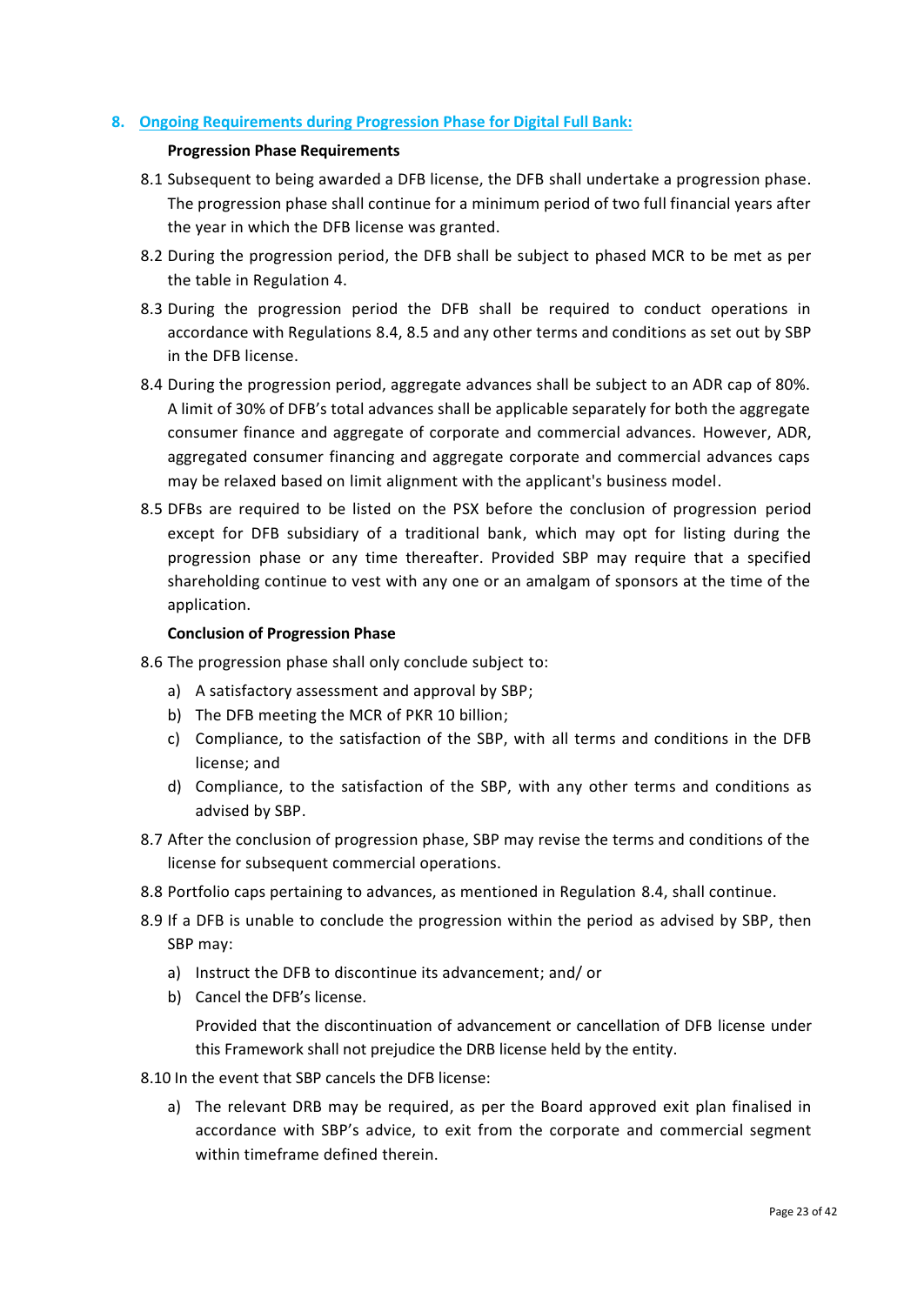## 8. Ongoing Requirements during Progression Phase for Digital Full Bank:

**Progression Phase Requirements**

8.1 Subsequent to being awarded a DFB license, the DFB shall undertake a progression phase. The progression phase shall continue for a minimum period of two full financial years after the year in which the DFB license was granted.

8.2 During the progression period, the DFB shall be subject to phased MCR to be met as per the table in Regulation 4.

8.3 During the progression period the DFB shall be required to conduct operations in accordance with Regulations 8.4, 8.5 and any other terms and conditions as set out by SBP in the DFB license.

8.4 During the progression period, aggregate advances shall be subject to an ADR cap of 80%. A limit of 30% of DFB's total advances shall be applicable separately for both the aggregate consumer finance and aggregate of corporate and commercial advances. However, ADR, aggregated consumer financing and aggregate corporate and commercial advances caps may be relaxed based on limit alignment with the applicant's business model.

8.5 DFBs are required to be listed on the PSX before the conclusion of progression period except for DFB subsidiary of a traditional bank, which may opt for listing during the progression phase or any time thereafter. Provided SBP may require that a specified shareholding continue to vest with any one or an amalgam of sponsors at the time of the application.

**Conclusion of Progression Phase**

8.6 The progression phase shall only conclude subject to:

a) A satisfactory assessment and approval by SBP;

b) The DFB meeting the MCR of PKR 10 billion;

c) Compliance, to the satisfaction of the SBP, with all terms and conditions in the DFB license; and

d) Compliance, to the satisfaction of the SBP, with any other terms and conditions as advised by SBP.

8.7 After the conclusion of progression phase, SBP may revise the terms and conditions of the license for subsequent commercial operations.

8.8 Portfolio caps pertaining to advances, as mentioned in Regulation 8.4, shall continue.

8.9 If a DFB is unable to conclude the progression within the period as advised by SBP, then SBP may:

a) Instruct the DFB to discontinue its advancement; and/ or

b) Cancel the DFB's license.

Provided that the discontinuation of advancement or cancellation of DFB license under this Framework shall not prejudice the DRB license held by the entity.

8.10 In the event that SBP cancels the DFB license:

a) The relevant DRB may be required, as per the Board approved exit plan finalised in accordance with SBP's advice, to exit from the corporate and commercial segment within timeframe defined therein.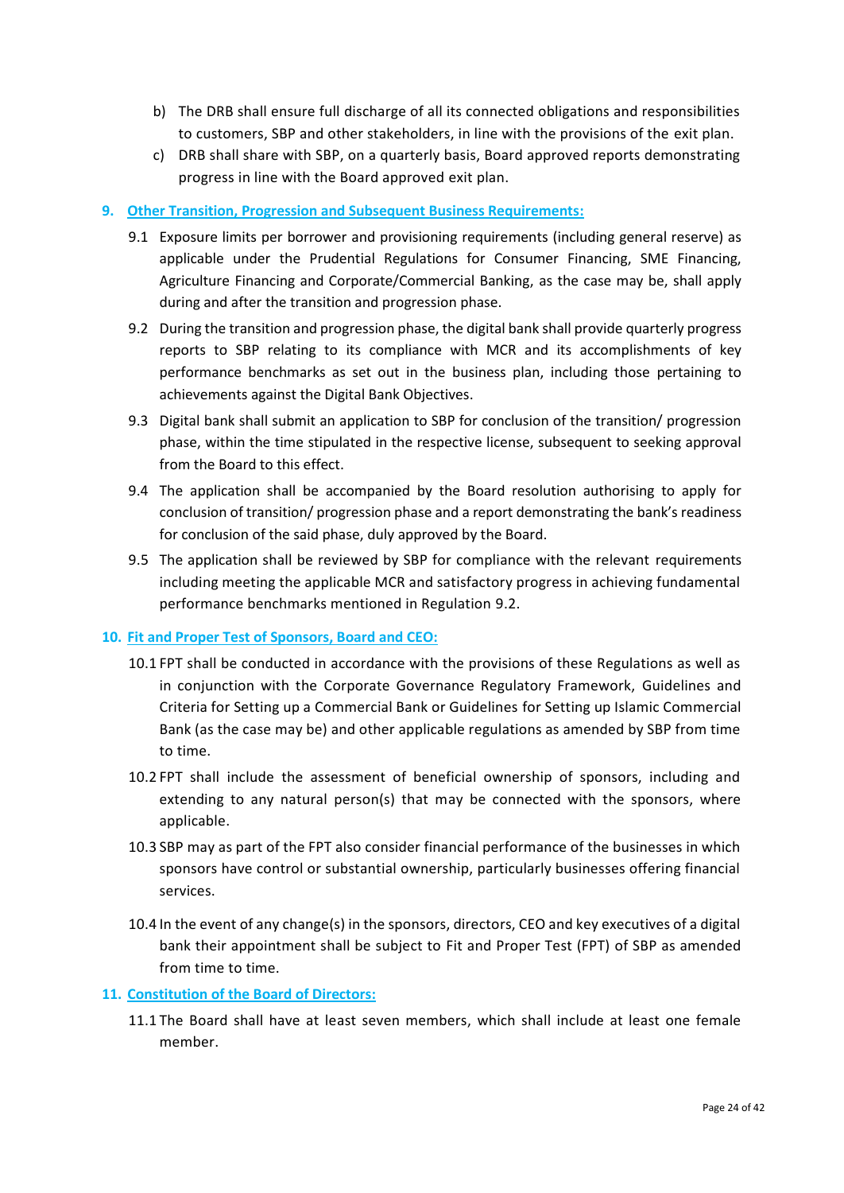b) The DRB shall ensure full discharge of all its connected obligations and responsibilities to customers, SBP and other stakeholders, in line with the provisions of the exit plan.

c) DRB shall share with SBP, on a quarterly basis, Board approved reports demonstrating progress in line with the Board approved exit plan.

## 9. Other Transition, Progression and Subsequent Business Requirements:

9.1 Exposure limits per borrower and provisioning requirements (including general reserve) as applicable under the Prudential Regulations for Consumer Financing, SME Financing, Agriculture Financing and Corporate/Commercial Banking, as the case may be, shall apply during and after the transition and progression phase.

9.2 During the transition and progression phase, the digital bank shall provide quarterly progress reports to SBP relating to its compliance with MCR and its accomplishments of key performance benchmarks as set out in the business plan, including those pertaining to achievements against the Digital Bank Objectives.

9.3 Digital bank shall submit an application to SBP for conclusion of the transition/ progression phase, within the time stipulated in the respective license, subsequent to seeking approval from the Board to this effect.

9.4 The application shall be accompanied by the Board resolution authorising to apply for conclusion of transition/ progression phase and a report demonstrating the bank's readiness for conclusion of the said phase, duly approved by the Board.

9.5 The application shall be reviewed by SBP for compliance with the relevant requirements including meeting the applicable MCR and satisfactory progress in achieving fundamental performance benchmarks mentioned in Regulation 9.2.

## 10. Fit and Proper Test of Sponsors, Board and CEO:

10.1 FPT shall be conducted in accordance with the provisions of these Regulations as well as in conjunction with the Corporate Governance Regulatory Framework, Guidelines and Criteria for Setting up a Commercial Bank or Guidelines for Setting up Islamic Commercial Bank (as the case may be) and other applicable regulations as amended by SBP from time to time.

10.2 FPT shall include the assessment of beneficial ownership of sponsors, including and extending to any natural person(s) that may be connected with the sponsors, where applicable.

10.3 SBP may as part of the FPT also consider financial performance of the businesses in which sponsors have control or substantial ownership, particularly businesses offering financial services.

10.4 In the event of any change(s) in the sponsors, directors, CEO and key executives of a digital bank their appointment shall be subject to Fit and Proper Test (FPT) of SBP as amended from time to time.

## 11. Constitution of the Board of Directors:

11.1 The Board shall have at least seven members, which shall include at least one female member.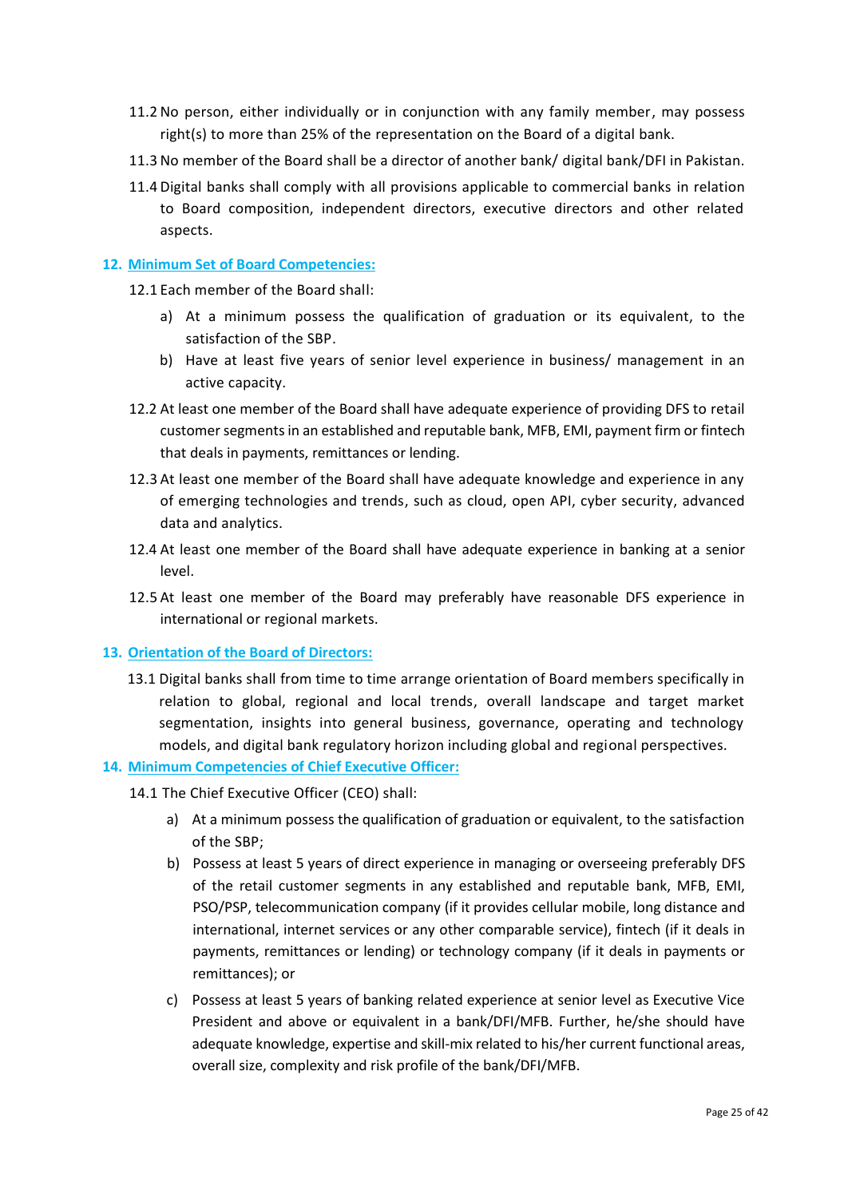11.2 No person, either individually or in conjunction with any family member, may possess right(s) to more than 25% of the representation on the Board of a digital bank.

11.3 No member of the Board shall be a director of another bank/ digital bank/DFI in Pakistan.

11.4 Digital banks shall comply with all provisions applicable to commercial banks in relation to Board composition, independent directors, executive directors and other related aspects.

## 12. Minimum Set of Board Competencies:

12.1 Each member of the Board shall:

a) At a minimum possess the qualification of graduation or its equivalent, to the satisfaction of the SBP.

b) Have at least five years of senior level experience in business/ management in an active capacity.

12.2 At least one member of the Board shall have adequate experience of providing DFS to retail customer segments in an established and reputable bank, MFB, EMI, payment firm or fintech that deals in payments, remittances or lending.

12.3 At least one member of the Board shall have adequate knowledge and experience in any of emerging technologies and trends, such as cloud, open API, cyber security, advanced data and analytics.

12.4 At least one member of the Board shall have adequate experience in banking at a senior level.

12.5 At least one member of the Board may preferably have reasonable DFS experience in international or regional markets.

## 13. Orientation of the Board of Directors:

13.1 Digital banks shall from time to time arrange orientation of Board members specifically in relation to global, regional and local trends, overall landscape and target market segmentation, insights into general business, governance, operating and technology models, and digital bank regulatory horizon including global and regional perspectives.

## 14. Minimum Competencies of Chief Executive Officer:

14.1 The Chief Executive Officer (CEO) shall:

a) At a minimum possess the qualification of graduation or equivalent, to the satisfaction of the SBP;

b) Possess at least 5 years of direct experience in managing or overseeing preferably DFS of the retail customer segments in any established and reputable bank, MFB, EMI, PSO/PSP, telecommunication company (if it provides cellular mobile, long distance and international, internet services or any other comparable service), fintech (if it deals in payments, remittances or lending) or technology company (if it deals in payments or remittances); or

c) Possess at least 5 years of banking related experience at senior level as Executive Vice President and above or equivalent in a bank/DFI/MFB. Further, he/she should have adequate knowledge, expertise and skill-mix related to his/her current functional areas, overall size, complexity and risk profile of the bank/DFI/MFB.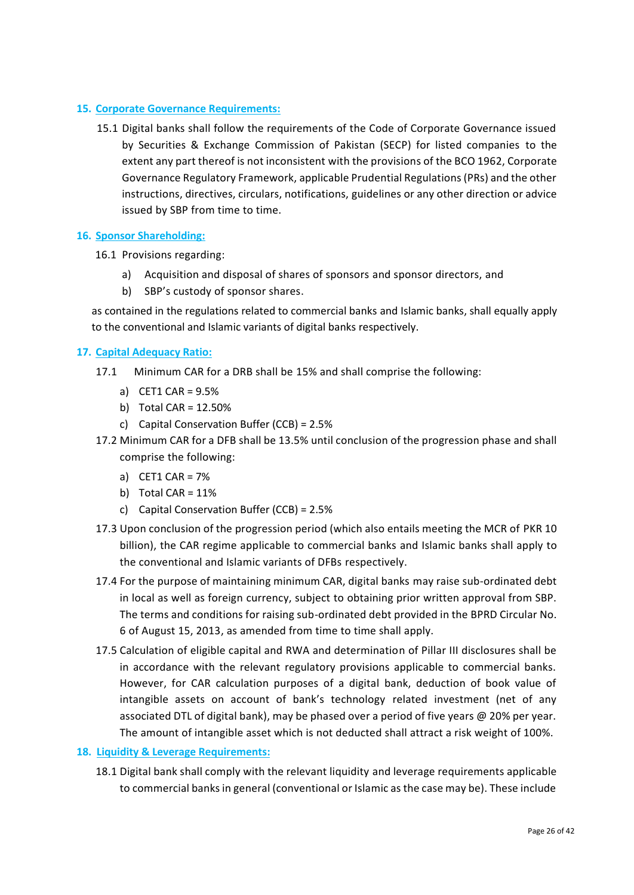## 15. Corporate Governance Requirements:

15.1 Digital banks shall follow the requirements of the Code of Corporate Governance issued by Securities & Exchange Commission of Pakistan (SECP) for listed companies to the extent any part thereof is not inconsistent with the provisions of the BCO 1962, Corporate Governance Regulatory Framework, applicable Prudential Regulations (PRs) and the other instructions, directives, circulars, notifications, guidelines or any other direction or advice issued by SBP from time to time.

## 16. Sponsor Shareholding:

16.1 Provisions regarding:

a) Acquisition and disposal of shares of sponsors and sponsor directors, and
b) SBP's custody of sponsor shares.

as contained in the regulations related to commercial banks and Islamic banks, shall equally apply to the conventional and Islamic variants of digital banks respectively.

## 17. Capital Adequacy Ratio:

17.1 Minimum CAR for a DRB shall be 15% and shall comprise the following:

a) CET1 CAR = 9.5%
b) Total CAR = 12.50%
c) Capital Conservation Buffer (CCB) = 2.5%

17.2 Minimum CAR for a DFB shall be 13.5% until conclusion of the progression phase and shall comprise the following:

a) CET1 CAR = 7%
b) Total CAR = 11%
c) Capital Conservation Buffer (CCB) = 2.5%

17.3 Upon conclusion of the progression period (which also entails meeting the MCR of PKR 10 billion), the CAR regime applicable to commercial banks and Islamic banks shall apply to the conventional and Islamic variants of DFBs respectively.

17.4 For the purpose of maintaining minimum CAR, digital banks may raise sub-ordinated debt in local as well as foreign currency, subject to obtaining prior written approval from SBP. The terms and conditions for raising sub-ordinated debt provided in the BPRD Circular No. 6 of August 15, 2013, as amended from time to time shall apply.

17.5 Calculation of eligible capital and RWA and determination of Pillar III disclosures shall be in accordance with the relevant regulatory provisions applicable to commercial banks. However, for CAR calculation purposes of a digital bank, deduction of book value of intangible assets on account of bank's technology related investment (net of any associated DTL of digital bank), may be phased over a period of five years @ 20% per year. The amount of intangible asset which is not deducted shall attract a risk weight of 100%.

## 18. Liquidity & Leverage Requirements:

18.1 Digital bank shall comply with the relevant liquidity and leverage requirements applicable to commercial banks in general (conventional or Islamic as the case may be). These include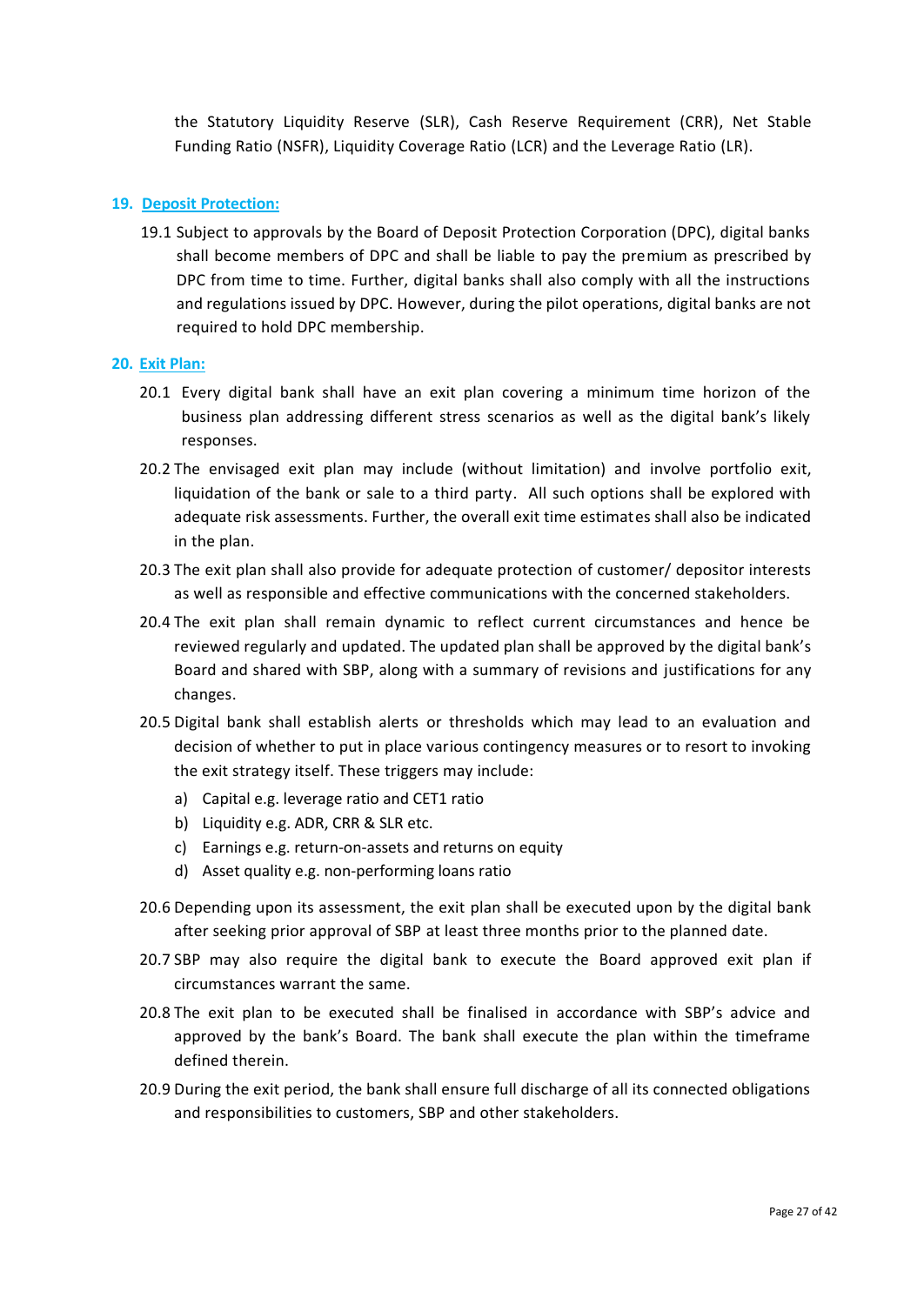the Statutory Liquidity Reserve (SLR), Cash Reserve Requirement (CRR), Net Stable Funding Ratio (NSFR), Liquidity Coverage Ratio (LCR) and the Leverage Ratio (LR).

## 19. Deposit Protection:

19.1 Subject to approvals by the Board of Deposit Protection Corporation (DPC), digital banks shall become members of DPC and shall be liable to pay the premium as prescribed by DPC from time to time. Further, digital banks shall also comply with all the instructions and regulations issued by DPC. However, during the pilot operations, digital banks are not required to hold DPC membership.

## 20. Exit Plan:

20.1 Every digital bank shall have an exit plan covering a minimum time horizon of the business plan addressing different stress scenarios as well as the digital bank's likely responses.

20.2 The envisaged exit plan may include (without limitation) and involve portfolio exit, liquidation of the bank or sale to a third party. All such options shall be explored with adequate risk assessments. Further, the overall exit time estimates shall also be indicated in the plan.

20.3 The exit plan shall also provide for adequate protection of customer/ depositor interests as well as responsible and effective communications with the concerned stakeholders.

20.4 The exit plan shall remain dynamic to reflect current circumstances and hence be reviewed regularly and updated. The updated plan shall be approved by the digital bank's Board and shared with SBP, along with a summary of revisions and justifications for any changes.

20.5 Digital bank shall establish alerts or thresholds which may lead to an evaluation and decision of whether to put in place various contingency measures or to resort to invoking the exit strategy itself. These triggers may include:

a) Capital e.g. leverage ratio and CET1 ratio
b) Liquidity e.g. ADR, CRR & SLR etc.
c) Earnings e.g. return-on-assets and returns on equity
d) Asset quality e.g. non-performing loans ratio

20.6 Depending upon its assessment, the exit plan shall be executed upon by the digital bank after seeking prior approval of SBP at least three months prior to the planned date.

20.7 SBP may also require the digital bank to execute the Board approved exit plan if circumstances warrant the same.

20.8 The exit plan to be executed shall be finalised in accordance with SBP's advice and approved by the bank's Board. The bank shall execute the plan within the timeframe defined therein.

20.9 During the exit period, the bank shall ensure full discharge of all its connected obligations and responsibilities to customers, SBP and other stakeholders.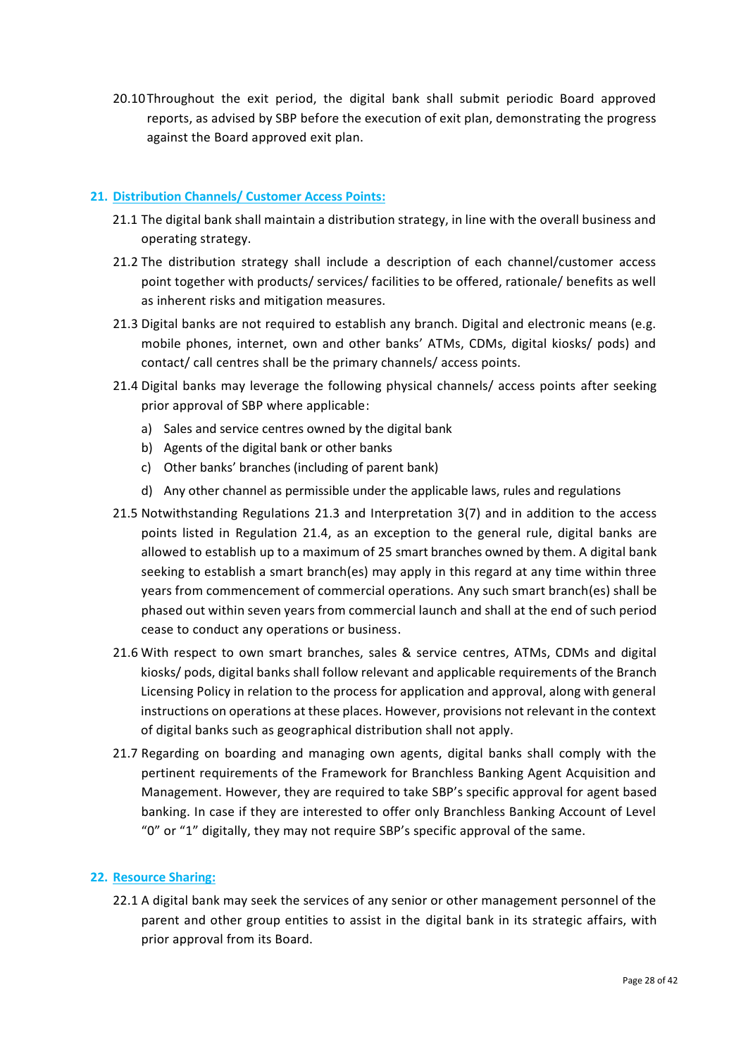20.10 Throughout the exit period, the digital bank shall submit periodic Board approved reports, as advised by SBP before the execution of exit plan, demonstrating the progress against the Board approved exit plan.

## 21. Distribution Channels/ Customer Access Points:

21.1 The digital bank shall maintain a distribution strategy, in line with the overall business and operating strategy.

21.2 The distribution strategy shall include a description of each channel/customer access point together with products/ services/ facilities to be offered, rationale/ benefits as well as inherent risks and mitigation measures.

21.3 Digital banks are not required to establish any branch. Digital and electronic means (e.g. mobile phones, internet, own and other banks' ATMs, CDMs, digital kiosks/ pods) and contact/ call centres shall be the primary channels/ access points.

21.4 Digital banks may leverage the following physical channels/ access points after seeking prior approval of SBP where applicable:

a) Sales and service centres owned by the digital bank
b) Agents of the digital bank or other banks
c) Other banks' branches (including of parent bank)
d) Any other channel as permissible under the applicable laws, rules and regulations

21.5 Notwithstanding Regulations 21.3 and Interpretation 3(7) and in addition to the access points listed in Regulation 21.4, as an exception to the general rule, digital banks are allowed to establish up to a maximum of 25 smart branches owned by them. A digital bank seeking to establish a smart branch(es) may apply in this regard at any time within three years from commencement of commercial operations. Any such smart branch(es) shall be phased out within seven years from commercial launch and shall at the end of such period cease to conduct any operations or business.

21.6 With respect to own smart branches, sales & service centres, ATMs, CDMs and digital kiosks/ pods, digital banks shall follow relevant and applicable requirements of the Branch Licensing Policy in relation to the process for application and approval, along with general instructions on operations at these places. However, provisions not relevant in the context of digital banks such as geographical distribution shall not apply.

21.7 Regarding on boarding and managing own agents, digital banks shall comply with the pertinent requirements of the Framework for Branchless Banking Agent Acquisition and Management. However, they are required to take SBP's specific approval for agent based banking. In case if they are interested to offer only Branchless Banking Account of Level "0" or "1" digitally, they may not require SBP's specific approval of the same.

## 22. Resource Sharing:

22.1 A digital bank may seek the services of any senior or other management personnel of the parent and other group entities to assist in the digital bank in its strategic affairs, with prior approval from its Board.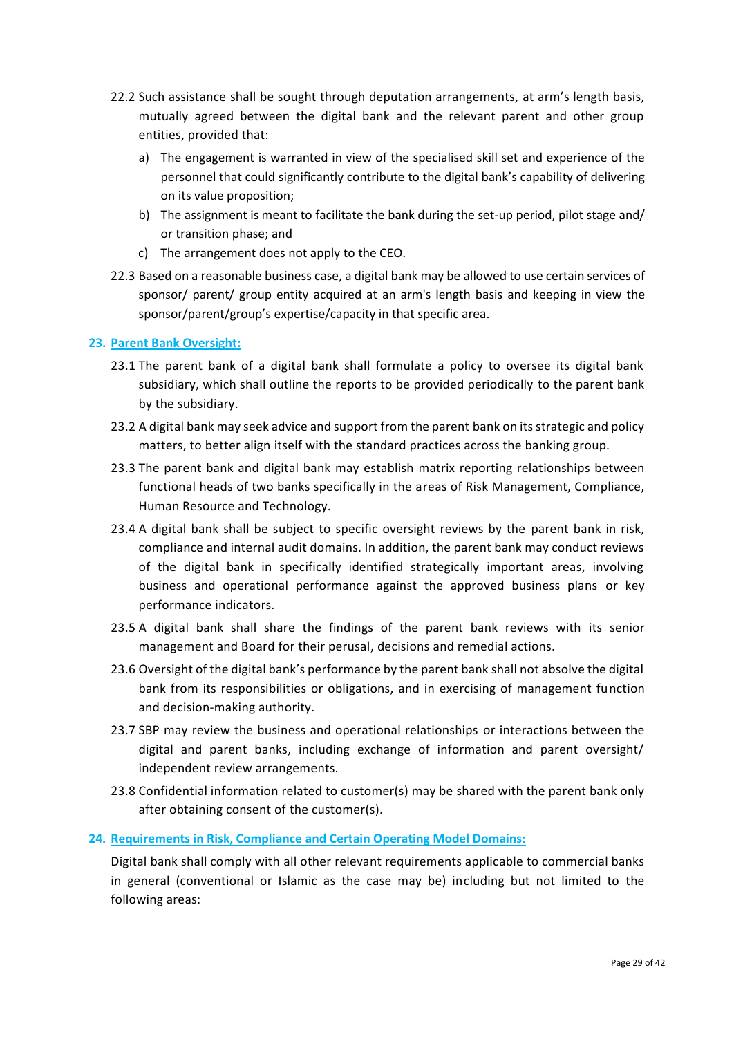22.2 Such assistance shall be sought through deputation arrangements, at arm's length basis, mutually agreed between the digital bank and the relevant parent and other group entities, provided that:

a) The engagement is warranted in view of the specialised skill set and experience of the personnel that could significantly contribute to the digital bank's capability of delivering on its value proposition;

b) The assignment is meant to facilitate the bank during the set-up period, pilot stage and/ or transition phase; and

c) The arrangement does not apply to the CEO.

22.3 Based on a reasonable business case, a digital bank may be allowed to use certain services of sponsor/ parent/ group entity acquired at an arm's length basis and keeping in view the sponsor/parent/group's expertise/capacity in that specific area.

## 23. Parent Bank Oversight:

23.1 The parent bank of a digital bank shall formulate a policy to oversee its digital bank subsidiary, which shall outline the reports to be provided periodically to the parent bank by the subsidiary.

23.2 A digital bank may seek advice and support from the parent bank on its strategic and policy matters, to better align itself with the standard practices across the banking group.

23.3 The parent bank and digital bank may establish matrix reporting relationships between functional heads of two banks specifically in the areas of Risk Management, Compliance, Human Resource and Technology.

23.4 A digital bank shall be subject to specific oversight reviews by the parent bank in risk, compliance and internal audit domains. In addition, the parent bank may conduct reviews of the digital bank in specifically identified strategically important areas, involving business and operational performance against the approved business plans or key performance indicators.

23.5 A digital bank shall share the findings of the parent bank reviews with its senior management and Board for their perusal, decisions and remedial actions.

23.6 Oversight of the digital bank's performance by the parent bank shall not absolve the digital bank from its responsibilities or obligations, and in exercising of management function and decision-making authority.

23.7 SBP may review the business and operational relationships or interactions between the digital and parent banks, including exchange of information and parent oversight/ independent review arrangements.

23.8 Confidential information related to customer(s) may be shared with the parent bank only after obtaining consent of the customer(s).

## 24. Requirements in Risk, Compliance and Certain Operating Model Domains:

Digital bank shall comply with all other relevant requirements applicable to commercial banks in general (conventional or Islamic as the case may be) including but not limited to the following areas: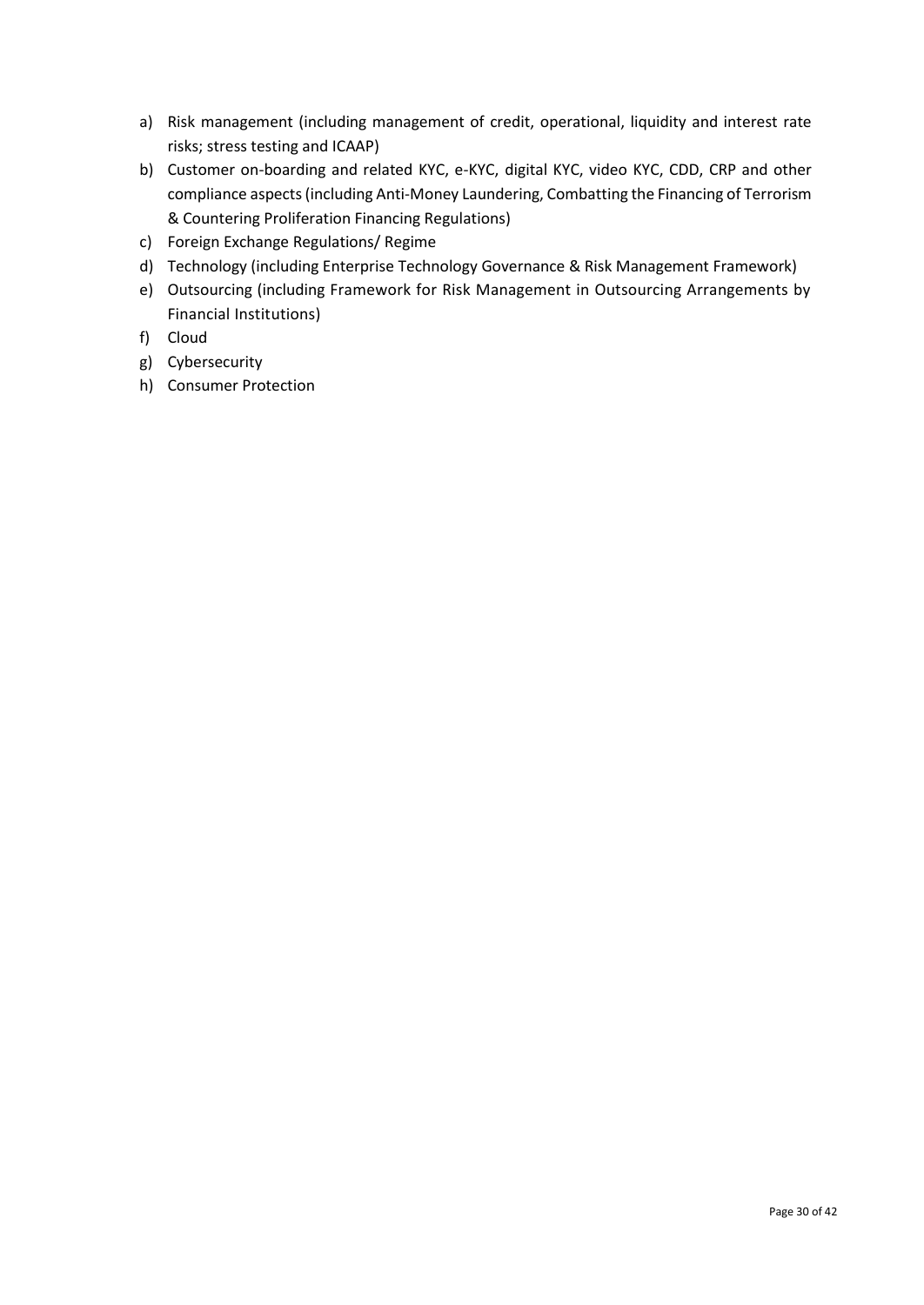a) Risk management (including management of credit, operational, liquidity and interest rate risks; stress testing and ICAAP)
b) Customer on-boarding and related KYC, e-KYC, digital KYC, video KYC, CDD, CRP and other compliance aspects (including Anti-Money Laundering, Combatting the Financing of Terrorism & Countering Proliferation Financing Regulations)
c) Foreign Exchange Regulations/ Regime
d) Technology (including Enterprise Technology Governance & Risk Management Framework)
e) Outsourcing (including Framework for Risk Management in Outsourcing Arrangements by Financial Institutions)
f) Cloud
g) Cybersecurity
h) Consumer Protection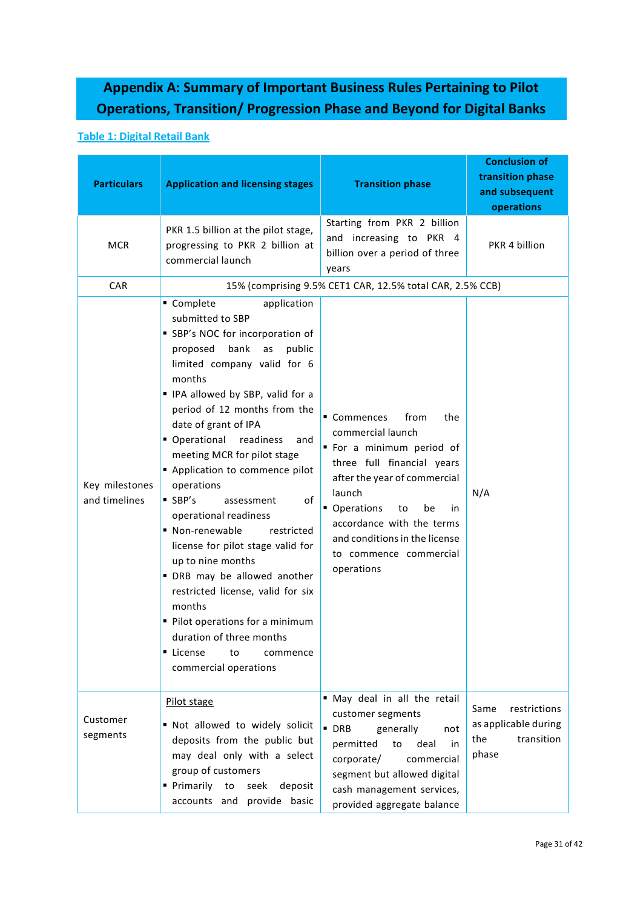# Appendix A: Summary of Important Business Rules Pertaining to Pilot Operations, Transition/ Progression Phase and Beyond for Digital Banks

## Table 1: Digital Retail Bank

| Particulars | Application and licensing stages | Transition phase | Conclusion of transition phase and subsequent operations |
|---|---|---|---|
| MCR | PKR 1.5 billion at the pilot stage, progressing to PKR 2 billion at commercial launch | Starting from PKR 2 billion and increasing to PKR 4 billion over a period of three years | PKR 4 billion |
| CAR | 15% (comprising 9.5% CET1 CAR, 12.5% total CAR, 2.5% CCB) | | |
| Key milestones and timelines | ▪ Complete application submitted to SBP<br>▪ SBP's NOC for incorporation of proposed bank as public limited company valid for 6 months<br>▪ IPA allowed by SBP, valid for a period of 12 months from the date of grant of IPA<br>▪ Operational readiness and meeting MCR for pilot stage<br>▪ Application to commence pilot operations<br>▪ SBP's assessment of operational readiness<br>▪ Non-renewable restricted license for pilot stage valid for up to nine months<br>▪ DRB may be allowed another restricted license, valid for six months<br>▪ Pilot operations for a minimum duration of three months<br>▪ License to commence commercial operations | ▪ Commences from the commercial launch<br>▪ For a minimum period of three full financial years after the year of commercial launch<br>▪ Operations to be in accordance with the terms and conditions in the license to commence commercial operations | N/A |
| Customer segments | Pilot stage<br>▪ Not allowed to widely solicit deposits from the public but may deal only with a select group of customers<br>▪ Primarily to seek deposit accounts and provide basic | ▪ May deal in all the retail customer segments<br>▪ DRB generally not permitted to deal in corporate/ commercial segment but allowed digital cash management services, provided aggregate balance | Same restrictions as applicable during the transition phase |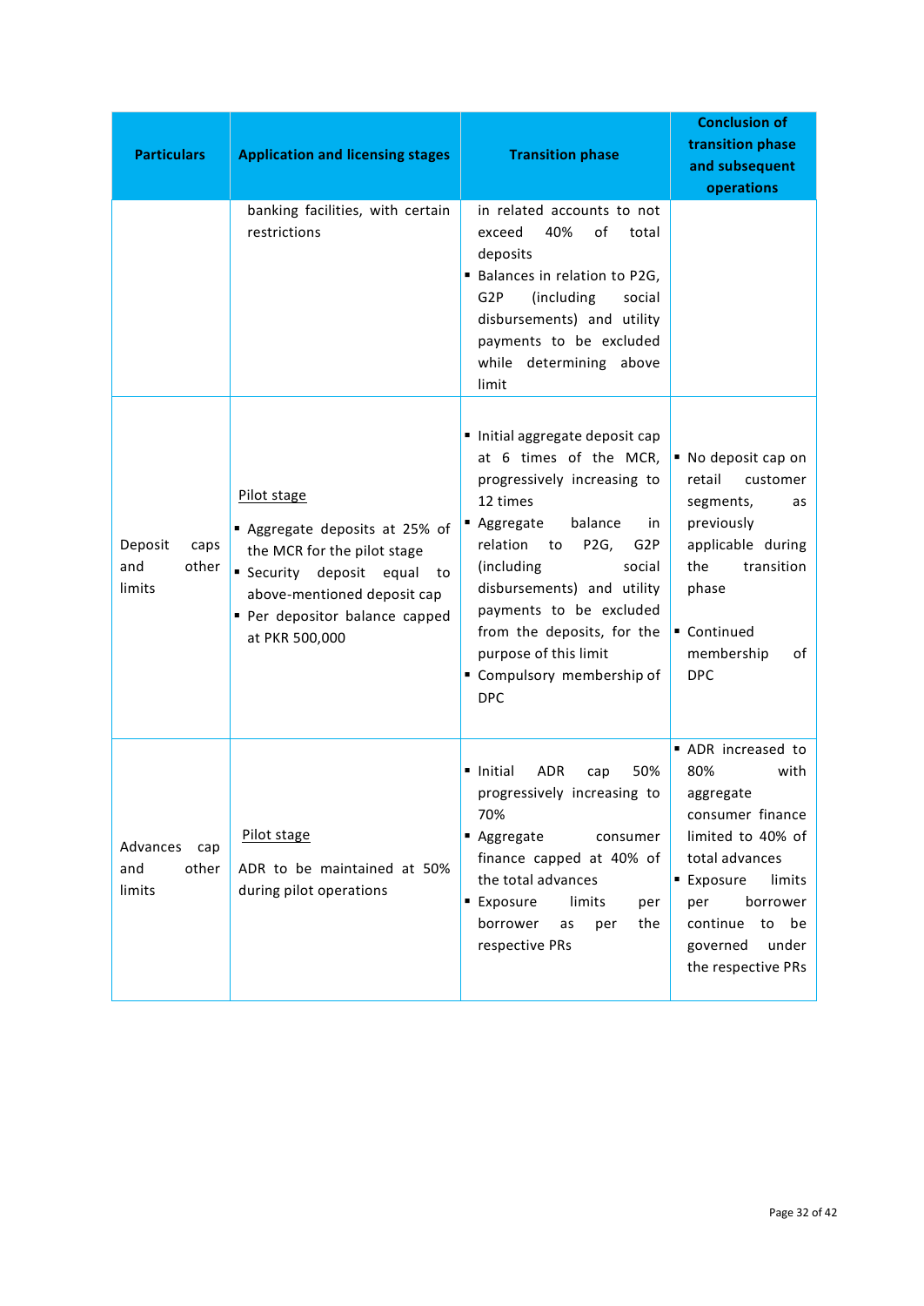| Particulars | Application and licensing stages | Transition phase | Conclusion of transition phase and subsequent operations |
|---|---|---|---|
| | banking facilities, with certain restrictions | in related accounts to not exceed 40% of total deposits<br>▪ Balances in relation to P2G, G2P (including social disbursements) and utility payments to be excluded while determining above limit | |
| Deposit caps and other limits | Pilot stage<br>▪ Aggregate deposits at 25% of the MCR for the pilot stage<br>▪ Security deposit equal to above-mentioned deposit cap<br>▪ Per depositor balance capped at PKR 500,000 | ▪ Initial aggregate deposit cap at 6 times of the MCR, progressively increasing to 12 times<br>▪ Aggregate balance in relation to P2G, G2P (including social disbursements) and utility payments to be excluded from the deposits, for the purpose of this limit<br>▪ Compulsory membership of DPC | ▪ No deposit cap on retail customer segments, as previously applicable during the transition phase<br>▪ Continued membership of DPC |
| Advances cap and other limits | Pilot stage<br>ADR to be maintained at 50% during pilot operations | ▪ Initial ADR cap 50% progressively increasing to 70%<br>▪ Aggregate consumer finance capped at 40% of the total advances<br>▪ Exposure limits per borrower as per the respective PRs | ▪ ADR increased to 80% with aggregate consumer finance limited to 40% of total advances<br>▪ Exposure limits per borrower continue to be governed under the respective PRs |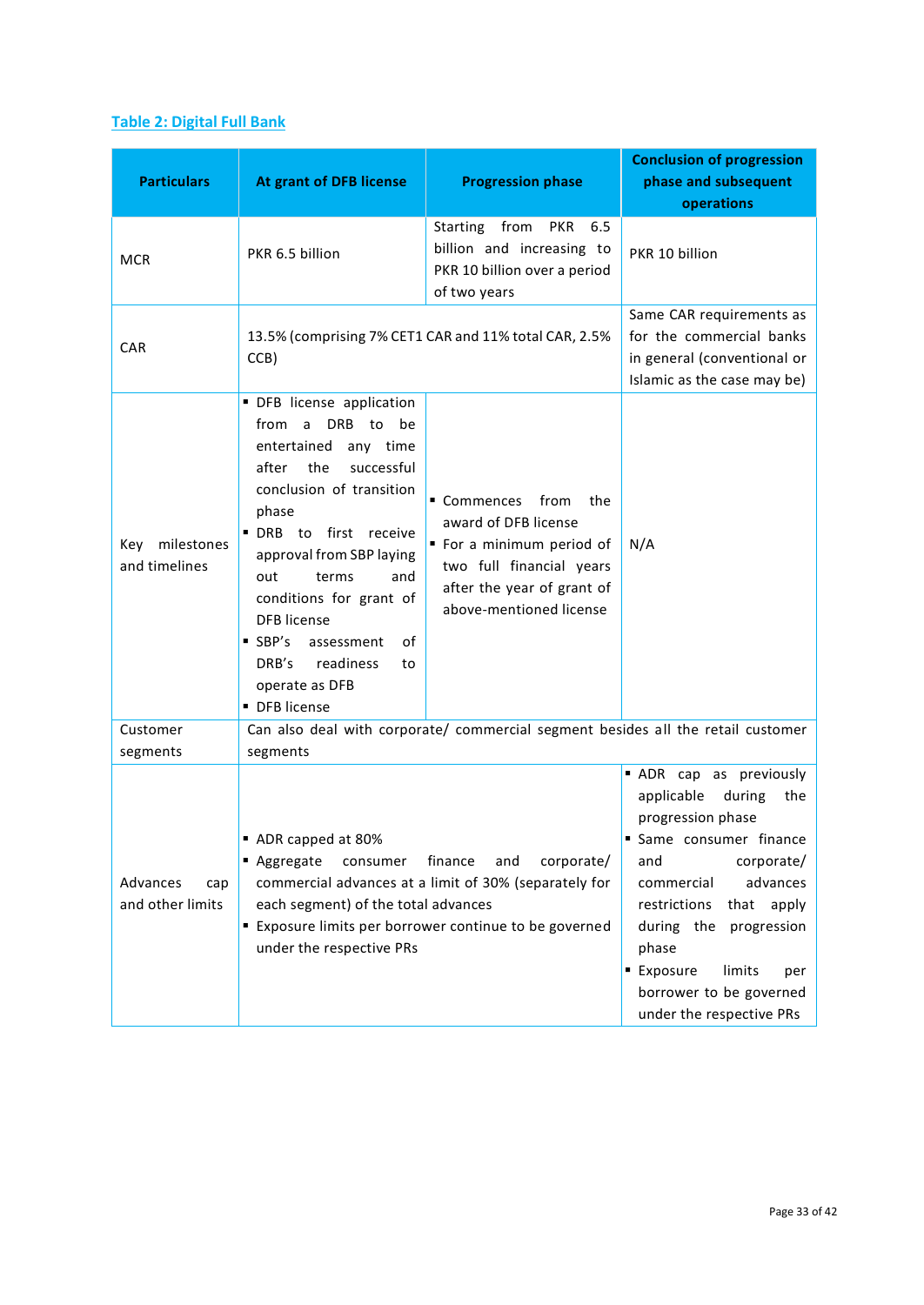**Table 2: Digital Full Bank**

| Particulars | At grant of DFB license | Progression phase | Conclusion of progression phase and subsequent operations |
|---|---|---|---|
| MCR | PKR 6.5 billion | Starting from PKR 6.5 billion and increasing to PKR 10 billion over a period of two years | PKR 10 billion |
| CAR | 13.5% (comprising 7% CET1 CAR and 11% total CAR, 2.5% CCB) | | Same CAR requirements as for the commercial banks in general (conventional or Islamic as the case may be) |
| Key milestones and timelines | ▪ DFB license application from a DRB to be entertained any time after the successful conclusion of transition phase<br>▪ DRB to first receive approval from SBP laying out terms and conditions for grant of DFB license<br>▪ SBP's assessment of DRB's readiness to operate as DFB<br>▪ DFB license | ▪ Commences from the award of DFB license<br>▪ For a minimum period of two full financial years after the year of grant of above-mentioned license | N/A |
| Customer segments | Can also deal with corporate/ commercial segment besides all the retail customer segments | | |
| Advances cap and other limits | ▪ ADR capped at 80%<br>▪ Aggregate consumer finance and corporate/ commercial advances at a limit of 30% (separately for each segment) of the total advances<br>▪ Exposure limits per borrower continue to be governed under the respective PRs | | ▪ ADR cap as previously applicable during the progression phase<br>▪ Same consumer finance and corporate/ commercial advances restrictions that apply during the progression phase<br>▪ Exposure limits per borrower to be governed under the respective PRs |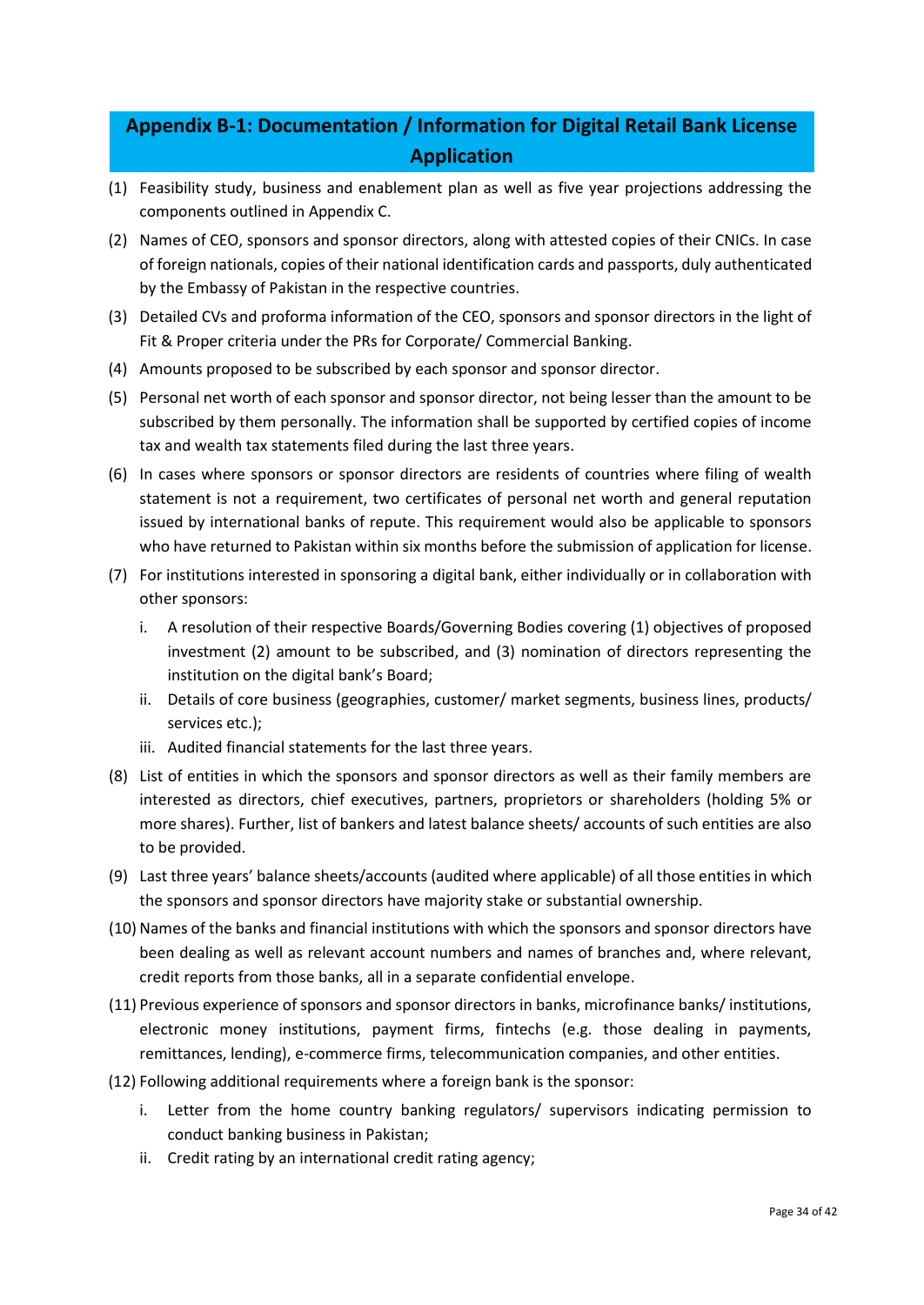## Appendix B-1: Documentation / Information for Digital Retail Bank License Application

(1) Feasibility study, business and enablement plan as well as five year projections addressing the components outlined in Appendix C.

(2) Names of CEO, sponsors and sponsor directors, along with attested copies of their CNICs. In case of foreign nationals, copies of their national identification cards and passports, duly authenticated by the Embassy of Pakistan in the respective countries.

(3) Detailed CVs and proforma information of the CEO, sponsors and sponsor directors in the light of Fit & Proper criteria under the PRs for Corporate/ Commercial Banking.

(4) Amounts proposed to be subscribed by each sponsor and sponsor director.

(5) Personal net worth of each sponsor and sponsor director, not being lesser than the amount to be subscribed by them personally. The information shall be supported by certified copies of income tax and wealth tax statements filed during the last three years.

(6) In cases where sponsors or sponsor directors are residents of countries where filing of wealth statement is not a requirement, two certificates of personal net worth and general reputation issued by international banks of repute. This requirement would also be applicable to sponsors who have returned to Pakistan within six months before the submission of application for license.

(7) For institutions interested in sponsoring a digital bank, either individually or in collaboration with other sponsors:

   i. A resolution of their respective Boards/Governing Bodies covering (1) objectives of proposed investment (2) amount to be subscribed, and (3) nomination of directors representing the institution on the digital bank's Board;

   ii. Details of core business (geographies, customer/ market segments, business lines, products/ services etc.);

   iii. Audited financial statements for the last three years.

(8) List of entities in which the sponsors and sponsor directors as well as their family members are interested as directors, chief executives, partners, proprietors or shareholders (holding 5% or more shares). Further, list of bankers and latest balance sheets/ accounts of such entities are also to be provided.

(9) Last three years' balance sheets/accounts (audited where applicable) of all those entities in which the sponsors and sponsor directors have majority stake or substantial ownership.

(10) Names of the banks and financial institutions with which the sponsors and sponsor directors have been dealing as well as relevant account numbers and names of branches and, where relevant, credit reports from those banks, all in a separate confidential envelope.

(11) Previous experience of sponsors and sponsor directors in banks, microfinance banks/ institutions, electronic money institutions, payment firms, fintechs (e.g. those dealing in payments, remittances, lending), e-commerce firms, telecommunication companies, and other entities.

(12) Following additional requirements where a foreign bank is the sponsor:

   i. Letter from the home country banking regulators/ supervisors indicating permission to conduct banking business in Pakistan;

   ii. Credit rating by an international credit rating agency;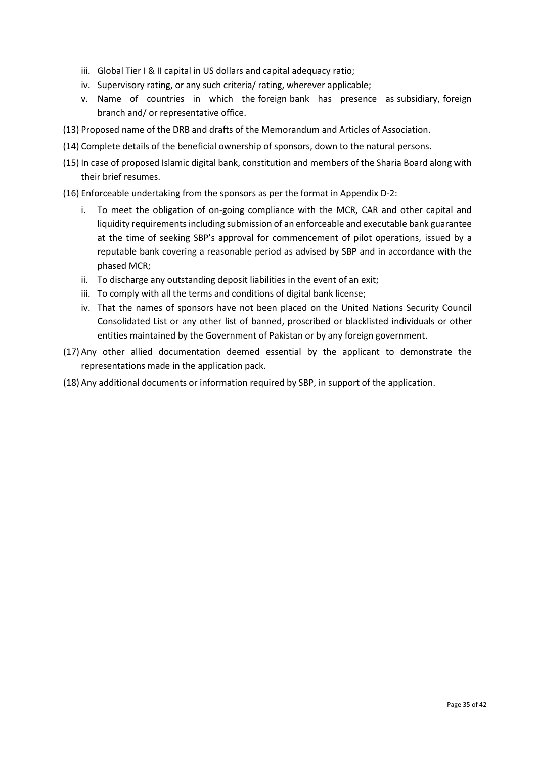iii. Global Tier I & II capital in US dollars and capital adequacy ratio;
iv. Supervisory rating, or any such criteria/ rating, wherever applicable;
v. Name of countries in which the foreign bank has presence as subsidiary, foreign branch and/ or representative office.

(13) Proposed name of the DRB and drafts of the Memorandum and Articles of Association.

(14) Complete details of the beneficial ownership of sponsors, down to the natural persons.

(15) In case of proposed Islamic digital bank, constitution and members of the Sharia Board along with their brief resumes.

(16) Enforceable undertaking from the sponsors as per the format in Appendix D-2:

i. To meet the obligation of on-going compliance with the MCR, CAR and other capital and liquidity requirements including submission of an enforceable and executable bank guarantee at the time of seeking SBP's approval for commencement of pilot operations, issued by a reputable bank covering a reasonable period as advised by SBP and in accordance with the phased MCR;
ii. To discharge any outstanding deposit liabilities in the event of an exit;
iii. To comply with all the terms and conditions of digital bank license;
iv. That the names of sponsors have not been placed on the United Nations Security Council Consolidated List or any other list of banned, proscribed or blacklisted individuals or other entities maintained by the Government of Pakistan or by any foreign government.

(17) Any other allied documentation deemed essential by the applicant to demonstrate the representations made in the application pack.

(18) Any additional documents or information required by SBP, in support of the application.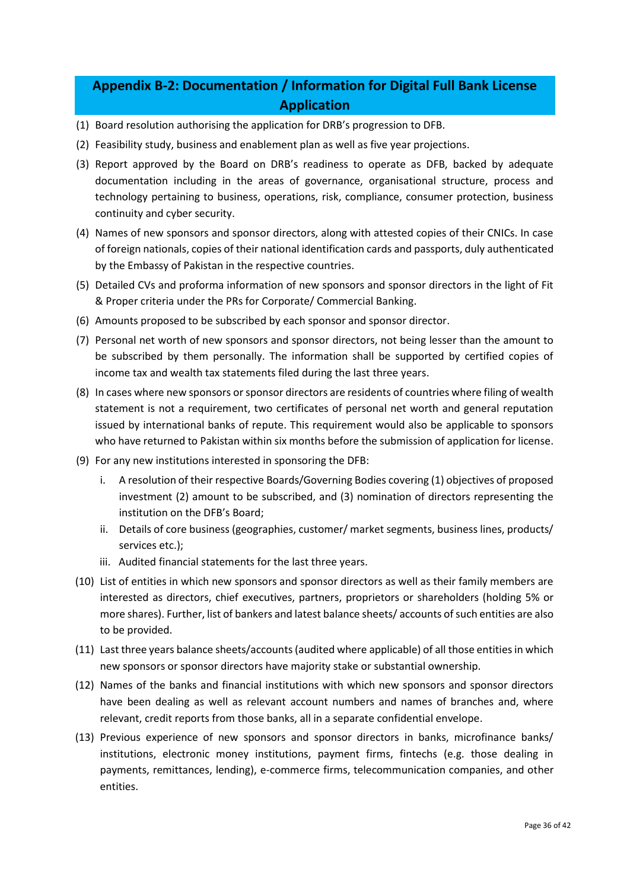## Appendix B-2: Documentation / Information for Digital Full Bank License Application

(1) Board resolution authorising the application for DRB's progression to DFB.

(2) Feasibility study, business and enablement plan as well as five year projections.

(3) Report approved by the Board on DRB's readiness to operate as DFB, backed by adequate documentation including in the areas of governance, organisational structure, process and technology pertaining to business, operations, risk, compliance, consumer protection, business continuity and cyber security.

(4) Names of new sponsors and sponsor directors, along with attested copies of their CNICs. In case of foreign nationals, copies of their national identification cards and passports, duly authenticated by the Embassy of Pakistan in the respective countries.

(5) Detailed CVs and proforma information of new sponsors and sponsor directors in the light of Fit & Proper criteria under the PRs for Corporate/ Commercial Banking.

(6) Amounts proposed to be subscribed by each sponsor and sponsor director.

(7) Personal net worth of new sponsors and sponsor directors, not being lesser than the amount to be subscribed by them personally. The information shall be supported by certified copies of income tax and wealth tax statements filed during the last three years.

(8) In cases where new sponsors or sponsor directors are residents of countries where filing of wealth statement is not a requirement, two certificates of personal net worth and general reputation issued by international banks of repute. This requirement would also be applicable to sponsors who have returned to Pakistan within six months before the submission of application for license.

(9) For any new institutions interested in sponsoring the DFB:
   - i. A resolution of their respective Boards/Governing Bodies covering (1) objectives of proposed investment (2) amount to be subscribed, and (3) nomination of directors representing the institution on the DFB's Board;
   - ii. Details of core business (geographies, customer/ market segments, business lines, products/ services etc.);
   - iii. Audited financial statements for the last three years.

(10) List of entities in which new sponsors and sponsor directors as well as their family members are interested as directors, chief executives, partners, proprietors or shareholders (holding 5% or more shares). Further, list of bankers and latest balance sheets/ accounts of such entities are also to be provided.

(11) Last three years balance sheets/accounts (audited where applicable) of all those entities in which new sponsors or sponsor directors have majority stake or substantial ownership.

(12) Names of the banks and financial institutions with which new sponsors and sponsor directors have been dealing as well as relevant account numbers and names of branches and, where relevant, credit reports from those banks, all in a separate confidential envelope.

(13) Previous experience of new sponsors and sponsor directors in banks, microfinance banks/ institutions, electronic money institutions, payment firms, fintechs (e.g. those dealing in payments, remittances, lending), e-commerce firms, telecommunication companies, and other entities.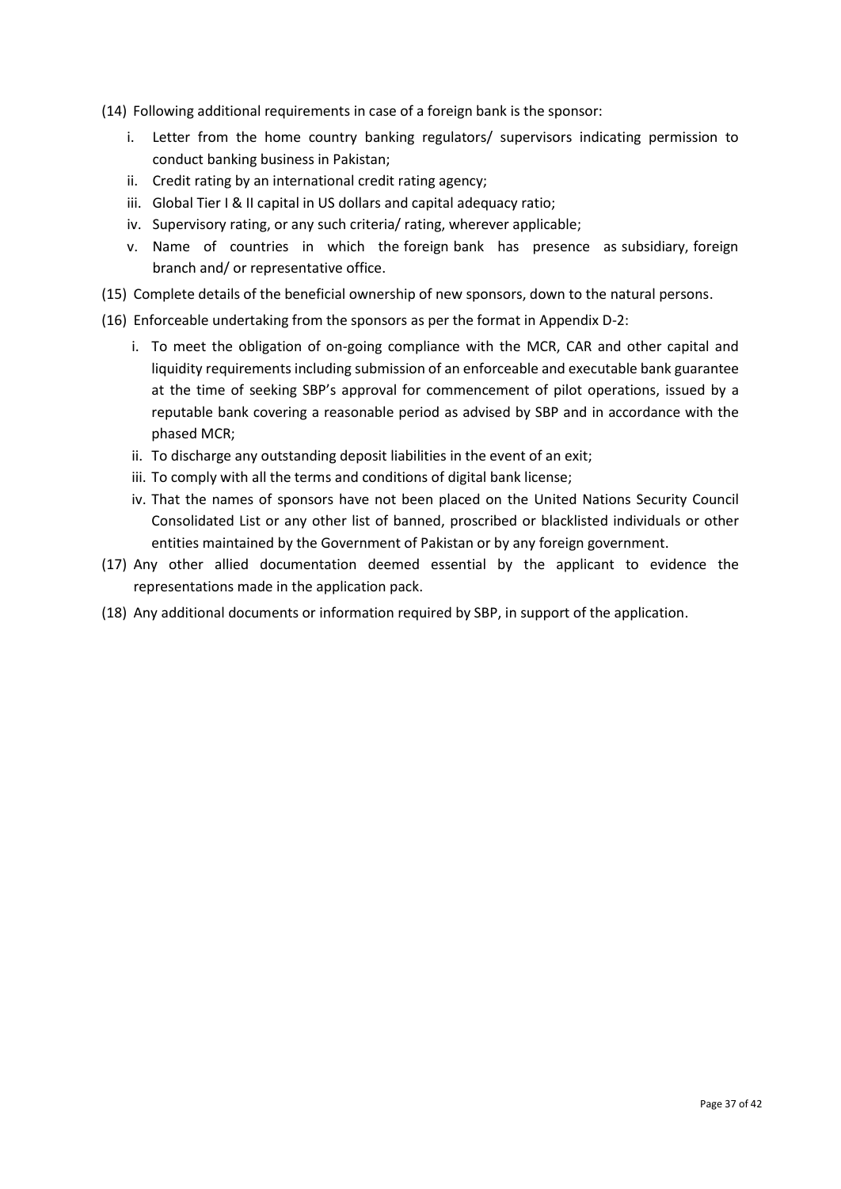(14) Following additional requirements in case of a foreign bank is the sponsor:

   i. Letter from the home country banking regulators/ supervisors indicating permission to conduct banking business in Pakistan;
   ii. Credit rating by an international credit rating agency;
   iii. Global Tier I & II capital in US dollars and capital adequacy ratio;
   iv. Supervisory rating, or any such criteria/ rating, wherever applicable;
   v. Name of countries in which the foreign bank has presence as subsidiary, foreign branch and/ or representative office.

(15) Complete details of the beneficial ownership of new sponsors, down to the natural persons.

(16) Enforceable undertaking from the sponsors as per the format in Appendix D-2:

   i. To meet the obligation of on-going compliance with the MCR, CAR and other capital and liquidity requirements including submission of an enforceable and executable bank guarantee at the time of seeking SBP's approval for commencement of pilot operations, issued by a reputable bank covering a reasonable period as advised by SBP and in accordance with the phased MCR;
   ii. To discharge any outstanding deposit liabilities in the event of an exit;
   iii. To comply with all the terms and conditions of digital bank license;
   iv. That the names of sponsors have not been placed on the United Nations Security Council Consolidated List or any other list of banned, proscribed or blacklisted individuals or other entities maintained by the Government of Pakistan or by any foreign government.

(17) Any other allied documentation deemed essential by the applicant to evidence the representations made in the application pack.

(18) Any additional documents or information required by SBP, in support of the application.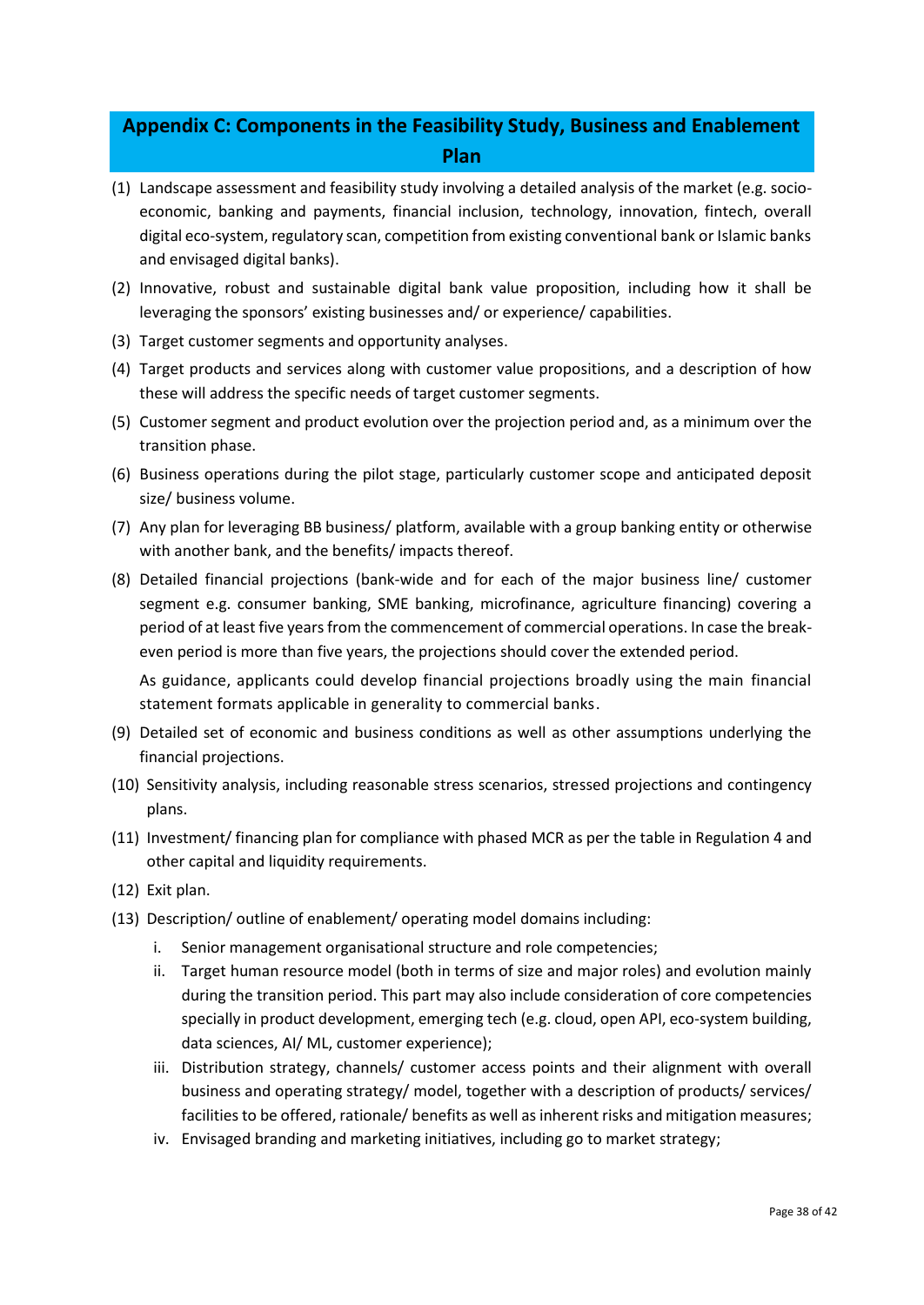## Appendix C: Components in the Feasibility Study, Business and Enablement Plan

(1) Landscape assessment and feasibility study involving a detailed analysis of the market (e.g. socio-economic, banking and payments, financial inclusion, technology, innovation, fintech, overall digital eco-system, regulatory scan, competition from existing conventional bank or Islamic banks and envisaged digital banks).

(2) Innovative, robust and sustainable digital bank value proposition, including how it shall be leveraging the sponsors' existing businesses and/ or experience/ capabilities.

(3) Target customer segments and opportunity analyses.

(4) Target products and services along with customer value propositions, and a description of how these will address the specific needs of target customer segments.

(5) Customer segment and product evolution over the projection period and, as a minimum over the transition phase.

(6) Business operations during the pilot stage, particularly customer scope and anticipated deposit size/ business volume.

(7) Any plan for leveraging BB business/ platform, available with a group banking entity or otherwise with another bank, and the benefits/ impacts thereof.

(8) Detailed financial projections (bank-wide and for each of the major business line/ customer segment e.g. consumer banking, SME banking, microfinance, agriculture financing) covering a period of at least five years from the commencement of commercial operations. In case the break-even period is more than five years, the projections should cover the extended period.

   As guidance, applicants could develop financial projections broadly using the main financial statement formats applicable in generality to commercial banks.

(9) Detailed set of economic and business conditions as well as other assumptions underlying the financial projections.

(10) Sensitivity analysis, including reasonable stress scenarios, stressed projections and contingency plans.

(11) Investment/ financing plan for compliance with phased MCR as per the table in Regulation 4 and other capital and liquidity requirements.

(12) Exit plan.

(13) Description/ outline of enablement/ operating model domains including:

   i. Senior management organisational structure and role competencies;
   ii. Target human resource model (both in terms of size and major roles) and evolution mainly during the transition period. This part may also include consideration of core competencies specially in product development, emerging tech (e.g. cloud, open API, eco-system building, data sciences, AI/ ML, customer experience);
   iii. Distribution strategy, channels/ customer access points and their alignment with overall business and operating strategy/ model, together with a description of products/ services/ facilities to be offered, rationale/ benefits as well as inherent risks and mitigation measures;
   iv. Envisaged branding and marketing initiatives, including go to market strategy;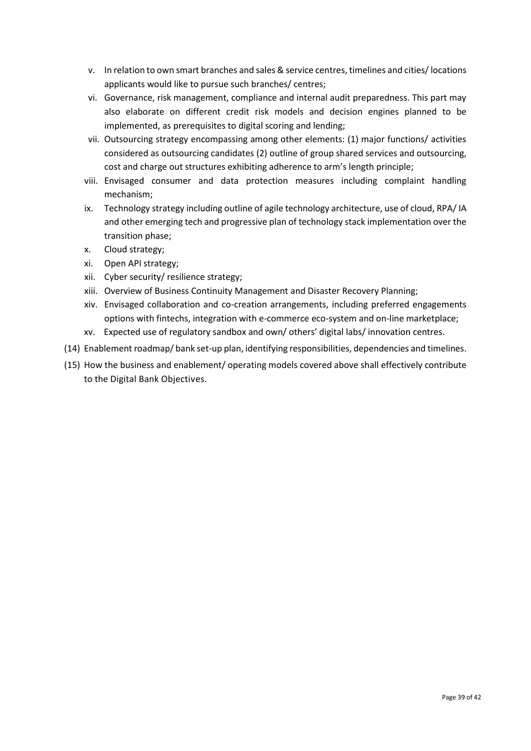v. In relation to own smart branches and sales & service centres, timelines and cities/ locations applicants would like to pursue such branches/ centres;

vi. Governance, risk management, compliance and internal audit preparedness. This part may also elaborate on different credit risk models and decision engines planned to be implemented, as prerequisites to digital scoring and lending;

vii. Outsourcing strategy encompassing among other elements: (1) major functions/ activities considered as outsourcing candidates (2) outline of group shared services and outsourcing, cost and charge out structures exhibiting adherence to arm's length principle;

viii. Envisaged consumer and data protection measures including complaint handling mechanism;

ix. Technology strategy including outline of agile technology architecture, use of cloud, RPA/ IA and other emerging tech and progressive plan of technology stack implementation over the transition phase;

x. Cloud strategy;

xi. Open API strategy;

xii. Cyber security/ resilience strategy;

xiii. Overview of Business Continuity Management and Disaster Recovery Planning;

xiv. Envisaged collaboration and co-creation arrangements, including preferred engagements options with fintechs, integration with e-commerce eco-system and on-line marketplace;

xv. Expected use of regulatory sandbox and own/ others' digital labs/ innovation centres.

(14) Enablement roadmap/ bank set-up plan, identifying responsibilities, dependencies and timelines.

(15) How the business and enablement/ operating models covered above shall effectively contribute to the Digital Bank Objectives.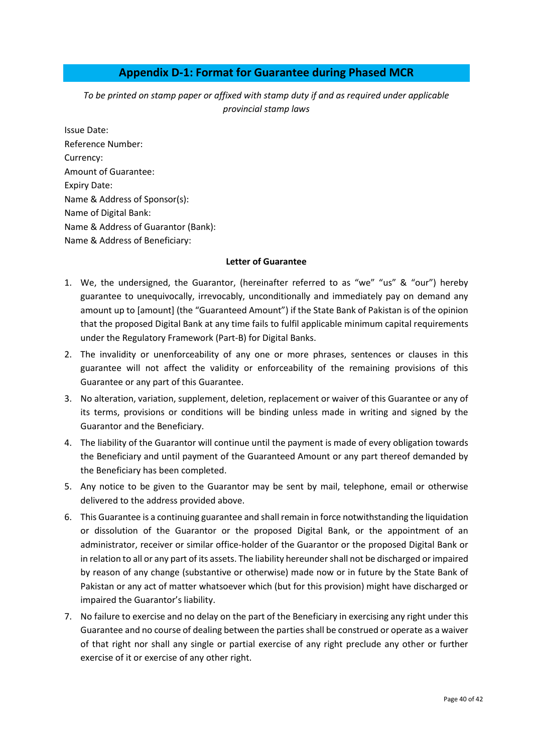## Appendix D-1: Format for Guarantee during Phased MCR

*To be printed on stamp paper or affixed with stamp duty if and as required under applicable provincial stamp laws*

Issue Date:
Reference Number:
Currency:
Amount of Guarantee:
Expiry Date:
Name & Address of Sponsor(s):
Name of Digital Bank:
Name & Address of Guarantor (Bank):
Name & Address of Beneficiary:

**Letter of Guarantee**

1. We, the undersigned, the Guarantor, (hereinafter referred to as "we" "us" & "our") hereby guarantee to unequivocally, irrevocably, unconditionally and immediately pay on demand any amount up to [amount] (the "Guaranteed Amount") if the State Bank of Pakistan is of the opinion that the proposed Digital Bank at any time fails to fulfil applicable minimum capital requirements under the Regulatory Framework (Part-B) for Digital Banks.
2. The invalidity or unenforceability of any one or more phrases, sentences or clauses in this guarantee will not affect the validity or enforceability of the remaining provisions of this Guarantee or any part of this Guarantee.
3. No alteration, variation, supplement, deletion, replacement or waiver of this Guarantee or any of its terms, provisions or conditions will be binding unless made in writing and signed by the Guarantor and the Beneficiary.
4. The liability of the Guarantor will continue until the payment is made of every obligation towards the Beneficiary and until payment of the Guaranteed Amount or any part thereof demanded by the Beneficiary has been completed.
5. Any notice to be given to the Guarantor may be sent by mail, telephone, email or otherwise delivered to the address provided above.
6. This Guarantee is a continuing guarantee and shall remain in force notwithstanding the liquidation or dissolution of the Guarantor or the proposed Digital Bank, or the appointment of an administrator, receiver or similar office-holder of the Guarantor or the proposed Digital Bank or in relation to all or any part of its assets. The liability hereunder shall not be discharged or impaired by reason of any change (substantive or otherwise) made now or in future by the State Bank of Pakistan or any act of matter whatsoever which (but for this provision) might have discharged or impaired the Guarantor's liability.
7. No failure to exercise and no delay on the part of the Beneficiary in exercising any right under this Guarantee and no course of dealing between the parties shall be construed or operate as a waiver of that right nor shall any single or partial exercise of any right preclude any other or further exercise of it or exercise of any other right.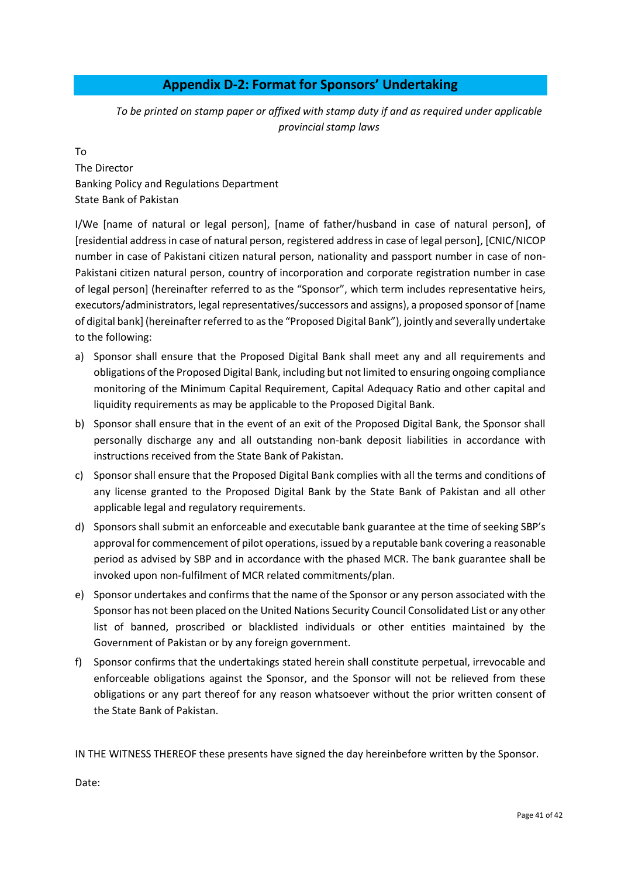## Appendix D-2: Format for Sponsors' Undertaking

*To be printed on stamp paper or affixed with stamp duty if and as required under applicable provincial stamp laws*

To
The Director
Banking Policy and Regulations Department
State Bank of Pakistan

I/We [name of natural or legal person], [name of father/husband in case of natural person], of [residential address in case of natural person, registered address in case of legal person], [CNIC/NICOP number in case of Pakistani citizen natural person, nationality and passport number in case of non-Pakistani citizen natural person, country of incorporation and corporate registration number in case of legal person] (hereinafter referred to as the "Sponsor", which term includes representative heirs, executors/administrators, legal representatives/successors and assigns), a proposed sponsor of [name of digital bank] (hereinafter referred to as the "Proposed Digital Bank"), jointly and severally undertake to the following:

a) Sponsor shall ensure that the Proposed Digital Bank shall meet any and all requirements and obligations of the Proposed Digital Bank, including but not limited to ensuring ongoing compliance monitoring of the Minimum Capital Requirement, Capital Adequacy Ratio and other capital and liquidity requirements as may be applicable to the Proposed Digital Bank.

b) Sponsor shall ensure that in the event of an exit of the Proposed Digital Bank, the Sponsor shall personally discharge any and all outstanding non-bank deposit liabilities in accordance with instructions received from the State Bank of Pakistan.

c) Sponsor shall ensure that the Proposed Digital Bank complies with all the terms and conditions of any license granted to the Proposed Digital Bank by the State Bank of Pakistan and all other applicable legal and regulatory requirements.

d) Sponsors shall submit an enforceable and executable bank guarantee at the time of seeking SBP's approval for commencement of pilot operations, issued by a reputable bank covering a reasonable period as advised by SBP and in accordance with the phased MCR. The bank guarantee shall be invoked upon non-fulfilment of MCR related commitments/plan.

e) Sponsor undertakes and confirms that the name of the Sponsor or any person associated with the Sponsor has not been placed on the United Nations Security Council Consolidated List or any other list of banned, proscribed or blacklisted individuals or other entities maintained by the Government of Pakistan or by any foreign government.

f) Sponsor confirms that the undertakings stated herein shall constitute perpetual, irrevocable and enforceable obligations against the Sponsor, and the Sponsor will not be relieved from these obligations or any part thereof for any reason whatsoever without the prior written consent of the State Bank of Pakistan.

IN THE WITNESS THEREOF these presents have signed the day hereinbefore written by the Sponsor.

Date: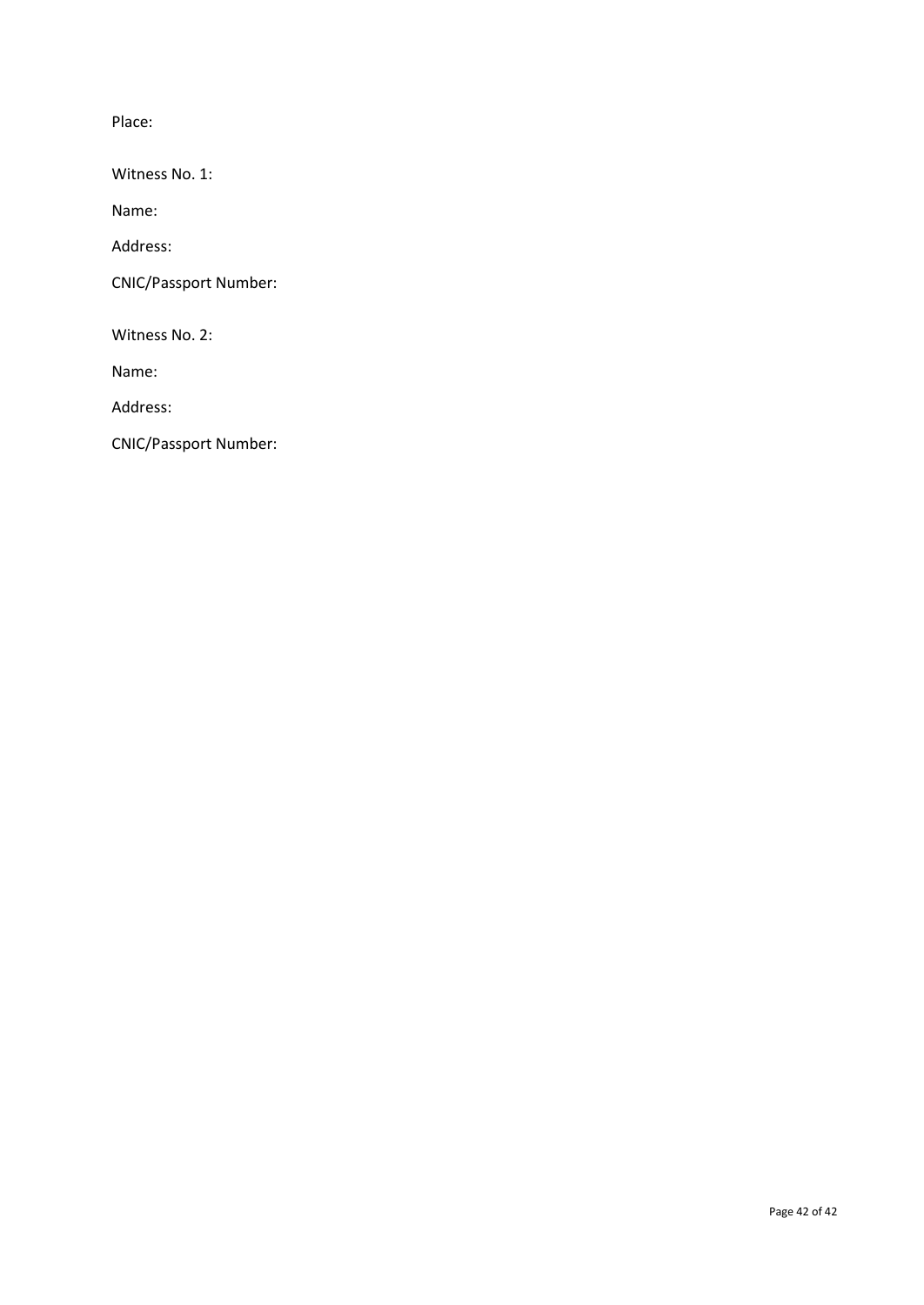Place:

Witness No. 1:

Name:

Address:

CNIC/Passport Number:

Witness No. 2:

Name:

Address:

CNIC/Passport Number: